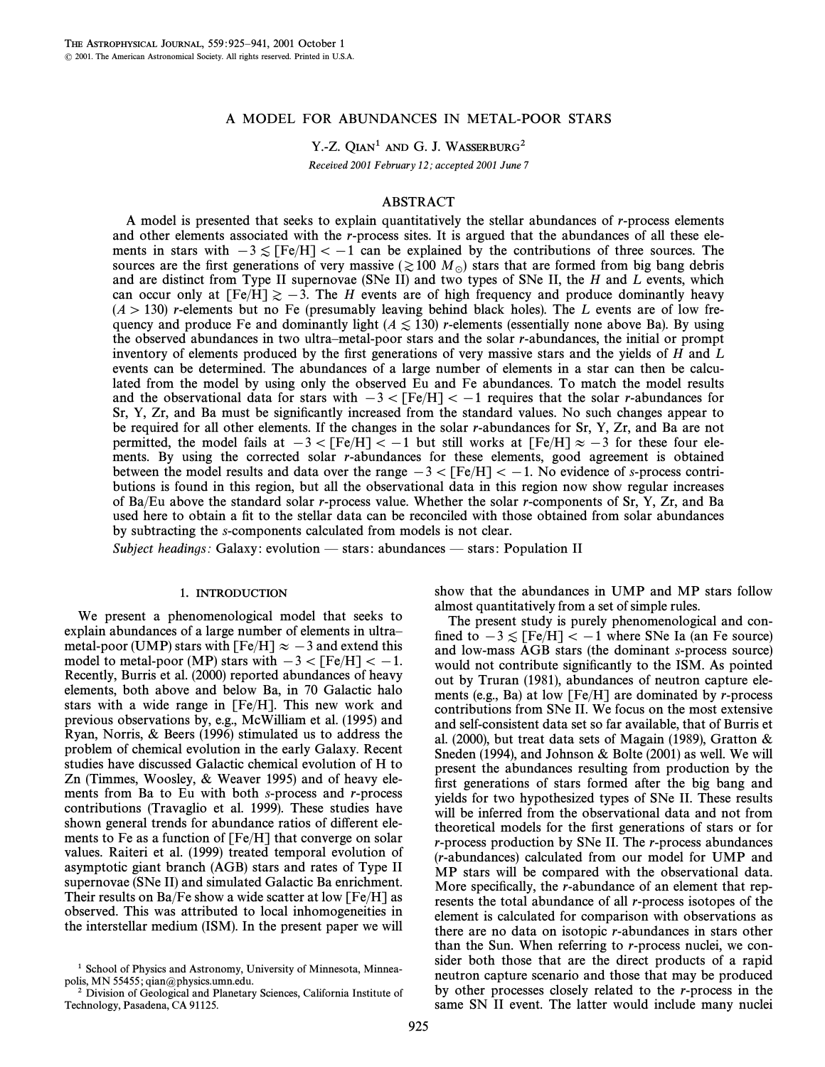# A MODEL FOR ABUNDANCES IN METAL-POOR STARS

Y.-Z. Qian[1] and G. J. Wasserburg[2]

*Received 2001 February 12; accepted 2001 June 7*

## ABSTRACT

A model is presented that seeks to explain quantitatively the stellar abundances of *r*-process elements and other elements associated with the *r*-process sites. It is argued that the abundances of all these elements in stars with $-3 \lesssim [\mathrm{Fe/H}] < -1$ can be explained by the contributions of three sources. The sources are the first generations of very massive ($\gtrsim 100\ M_{\odot}$) stars that are formed from big bang debris and are distinct from Type II supernovae (SNe II) and two types of SNe II, the *H* and *L* events, which can occur only at $[\mathrm{Fe/H}] \gtrsim -3$. The *H* events are of high frequency and produce dominantly heavy ($A > 130$) *r*-elements but no Fe (presumably leaving behind black holes). The *L* events are of low frequency and produce Fe and dominantly light ($A \lesssim 130$) *r*-elements (essentially none above Ba). By using the observed abundances in two ultra–metal-poor stars and the solar *r*-abundances, the initial or prompt inventory of elements produced by the first generations of very massive stars and the yields of *H* and *L* events can be determined. The abundances of a large number of elements in a star can then be calculated from the model by using only the observed Eu and Fe abundances. To match the model results and the observational data for stars with $-3 < [\mathrm{Fe/H}] < -1$ requires that the solar *r*-abundances for Sr, Y, Zr, and Ba must be significantly increased from the standard values. No such changes appear to be required for all other elements. If the changes in the solar *r*-abundances for Sr, Y, Zr, and Ba are not permitted, the model fails at $-3 < [\mathrm{Fe/H}] < -1$ but still works at $[\mathrm{Fe/H}] \approx -3$ for these four elements. By using the corrected solar *r*-abundances for these elements, good agreement is obtained between the model results and data over the range $-3 < [\mathrm{Fe/H}] < -1$. No evidence of *s*-process contributions is found in this region, but all the observational data in this region now show regular increases of Ba/Eu above the standard solar *r*-process value. Whether the solar *r*-components of Sr, Y, Zr, and Ba used here to obtain a fit to the stellar data can be reconciled with those obtained from solar abundances by subtracting the *s*-components calculated from models is not clear.

*Subject headings:* Galaxy: evolution — stars: abundances — stars: Population II

## 1. INTRODUCTION

We present a phenomenological model that seeks to explain abundances of a large number of elements in ultra–metal-poor (UMP) stars with $[\mathrm{Fe/H}] \approx -3$ and extend this model to metal-poor (MP) stars with $-3 < [\mathrm{Fe/H}] < -1$. Recently, Burris et al. (2000) reported abundances of heavy elements, both above and below Ba, in 70 Galactic halo stars with a wide range in [Fe/H]. This new work and previous observations by, e.g., McWilliam et al. (1995) and Ryan, Norris, & Beers (1996) stimulated us to address the problem of chemical evolution in the early Galaxy. Recent studies have discussed Galactic chemical evolution of H to Zn (Timmes, Woosley, & Weaver 1995) and of heavy elements from Ba to Eu with both *s*-process and *r*-process contributions (Travaglio et al. 1999). These studies have shown general trends for abundance ratios of different elements to Fe as a function of [Fe/H] that converge on solar values. Raiteri et al. (1999) treated temporal evolution of asymptotic giant branch (AGB) stars and rates of Type II supernovae (SNe II) and simulated Galactic Ba enrichment. Their results on Ba/Fe show a wide scatter at low [Fe/H] as observed. This was attributed to local inhomogeneities in the interstellar medium (ISM). In the present paper we will show that the abundances in UMP and MP stars follow almost quantitatively from a set of simple rules.

The present study is purely phenomenological and confined to $-3 \lesssim [\mathrm{Fe/H}] < -1$ where SNe Ia (an Fe source) and low-mass AGB stars (the dominant *s*-process source) would not contribute significantly to the ISM. As pointed out by Truran (1981), abundances of neutron capture elements (e.g., Ba) at low [Fe/H] are dominated by *r*-process contributions from SNe II. We focus on the most extensive and self-consistent data set so far available, that of Burris et al. (2000), but treat data sets of Magain (1989), Gratton & Sneden (1994), and Johnson & Bolte (2001) as well. We will present the abundances resulting from production by the first generations of stars formed after the big bang and yields for two hypothesized types of SNe II. These results will be inferred from the observational data and not from theoretical models for the first generations of stars or for *r*-process production by SNe II. The *r*-process abundances (*r*-abundances) calculated from our model for UMP and MP stars will be compared with the observational data. More specifically, the *r*-abundance of an element that represents the total abundance of all *r*-process isotopes of the element is calculated for comparison with observations as there are no data on isotopic *r*-abundances in stars other than the Sun. When referring to *r*-process nuclei, we consider both those that are the direct products of a rapid neutron capture scenario and those that may be produced by other processes closely related to the *r*-process in the same SN II event. The latter would include many nuclei

[1] School of Physics and Astronomy, University of Minnesota, Minneapolis, MN 55455; qian@physics.umn.edu.

[2] Division of Geological and Planetary Sciences, California Institute of Technology, Pasadena, CA 91125.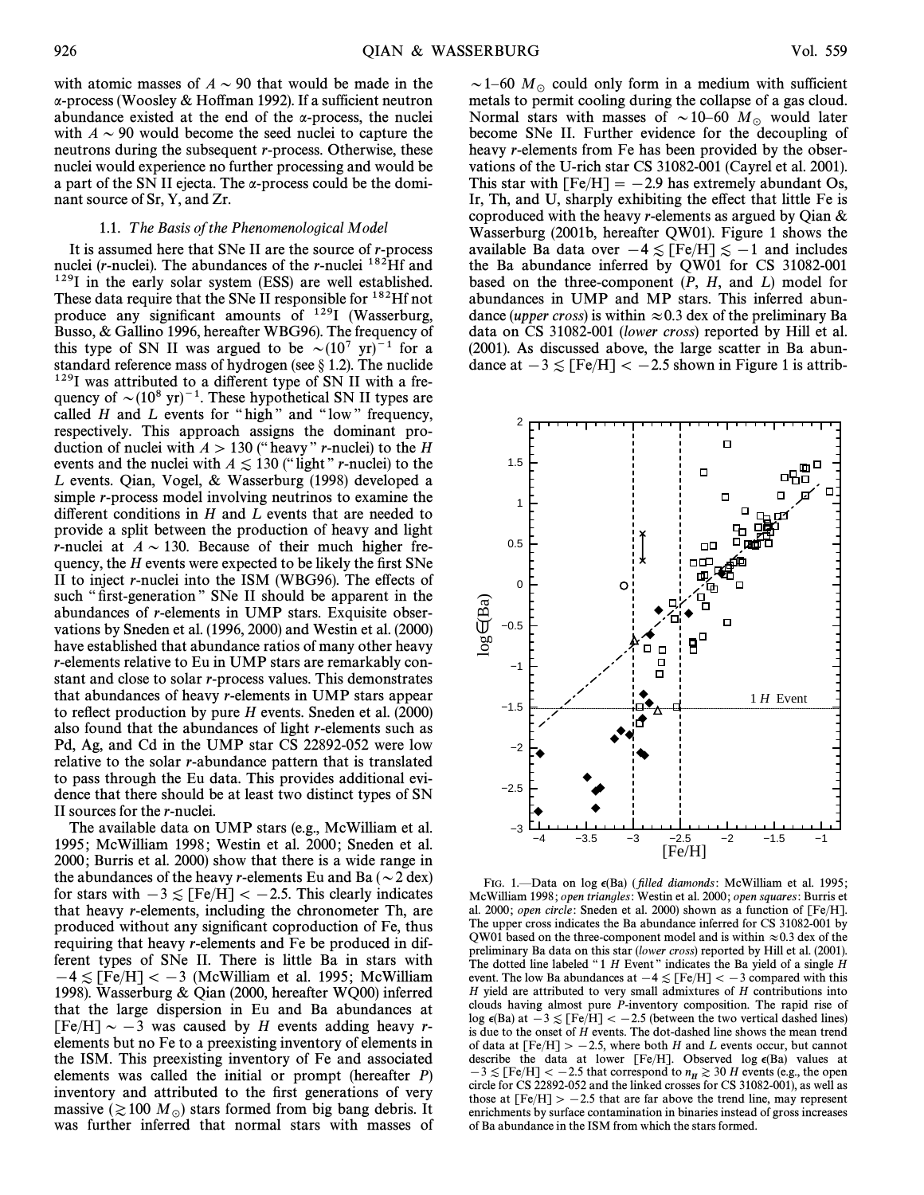with atomic masses of $A \sim 90$ that would be made in the α-process (Woosley & Hoffman 1992). If a sufficient neutron abundance existed at the end of the α-process, the nuclei with $A \sim 90$ would become the seed nuclei to capture the neutrons during the subsequent *r*-process. Otherwise, these nuclei would experience no further processing and would be a part of the SN II ejecta. The α-process could be the dominant source of Sr, Y, and Zr.

### 1.1. *The Basis of the Phenomenological Model*

It is assumed here that SNe II are the source of *r*-process nuclei (*r*-nuclei). The abundances of the *r*-nuclei $^{182}$Hf and $^{129}$I in the early solar system (ESS) are well established. These data require that the SNe II responsible for $^{182}$Hf not produce any significant amounts of $^{129}$I (Wasserburg, Busso, & Gallino 1996, hereafter WBG96). The frequency of this type of SN II was argued to be $\sim(10^7\ \text{yr})^{-1}$ for a standard reference mass of hydrogen (see § 1.2). The nuclide $^{129}$I was attributed to a different type of SN II with a frequency of $\sim(10^8\ \text{yr})^{-1}$. These hypothetical SN II types are called *H* and *L* events for "high" and "low" frequency, respectively. This approach assigns the dominant production of nuclei with $A > 130$ ("heavy" *r*-nuclei) to the *H* events and the nuclei with $A \lesssim 130$ ("light" *r*-nuclei) to the *L* events. Qian, Vogel, & Wasserburg (1998) developed a simple *r*-process model involving neutrinos to examine the different conditions in *H* and *L* events that are needed to provide a split between the production of heavy and light *r*-nuclei at $A \sim 130$. Because of their much higher frequency, the *H* events were expected to be likely the first SNe II to inject *r*-nuclei into the ISM (WBG96). The effects of such "first-generation" SNe II should be apparent in the abundances of *r*-elements in UMP stars. Exquisite observations by Sneden et al. (1996, 2000) and Westin et al. (2000) have established that abundance ratios of many other heavy *r*-elements relative to Eu in UMP stars are remarkably constant and close to solar *r*-process values. This demonstrates that abundances of heavy *r*-elements in UMP stars appear to reflect production by pure *H* events. Sneden et al. (2000) also found that the abundances of light *r*-elements such as Pd, Ag, and Cd in the UMP star CS 22892-052 were low relative to the solar *r*-abundance pattern that is translated to pass through the Eu data. This provides additional evidence that there should be at least two distinct types of SN II sources for the *r*-nuclei.

The available data on UMP stars (e.g., McWilliam et al. 1995; McWilliam 1998; Westin et al. 2000; Sneden et al. 2000; Burris et al. 2000) show that there is a wide range in the abundances of the heavy *r*-elements Eu and Ba ($\sim 2$ dex) for stars with $-3 \lesssim [\text{Fe/H}] < -2.5$. This clearly indicates that heavy *r*-elements, including the chronometer Th, are produced without any significant coproduction of Fe, thus requiring that heavy *r*-elements and Fe be produced in different types of SNe II. There is little Ba in stars with $-4 \lesssim [\text{Fe/H}] < -3$ (McWilliam et al. 1995; McWilliam 1998). Wasserburg & Qian (2000, hereafter WQ00) inferred that the large dispersion in Eu and Ba abundances at $[\text{Fe/H}] \sim -3$ was caused by *H* events adding heavy *r*-elements but no Fe to a preexisting inventory of elements in the ISM. This preexisting inventory of Fe and associated elements was called the initial or prompt (hereafter *P*) inventory and attributed to the first generations of very massive ($\gtrsim 100\ M_\odot$) stars formed from big bang debris. It was further inferred that normal stars with masses of $\sim 1$–$60\ M_\odot$ could only form in a medium with sufficient metals to permit cooling during the collapse of a gas cloud. Normal stars with masses of $\sim 10$–$60\ M_\odot$ would later become SNe II. Further evidence for the decoupling of heavy *r*-elements from Fe has been provided by the observations of the U-rich star CS 31082-001 (Cayrel et al. 2001). This star with $[\text{Fe/H}] = -2.9$ has extremely abundant Os, Ir, Th, and U, sharply exhibiting the effect that little Fe is coproduced with the heavy *r*-elements as argued by Qian & Wasserburg (2001b, hereafter QW01). Figure 1 shows the available Ba data over $-4 \lesssim [\text{Fe/H}] \lesssim -1$ and includes the Ba abundance inferred by QW01 for CS 31082-001 based on the three-component (*P*, *H*, and *L*) model for abundances in UMP and MP stars. This inferred abundance (*upper cross*) is within $\approx 0.3$ dex of the preliminary Ba data on CS 31082-001 (*lower cross*) reported by Hill et al. (2001). As discussed above, the large scatter in Ba abundance at $-3 \lesssim [\text{Fe/H}] < -2.5$ shown in Figure 1 is attrib-

FIG. 1.—Data on $\log \epsilon(\text{Ba})$ (*filled diamonds*: McWilliam et al. 1995; McWilliam 1998; *open triangles*: Westin et al. 2000; *open squares*: Burris et al. 2000; *open circle*: Sneden et al. 2000) shown as a function of [Fe/H]. The upper cross indicates the Ba abundance inferred for CS 31082-001 by QW01 based on the three-component model and is within $\approx 0.3$ dex of the preliminary Ba data on this star (*lower cross*) reported by Hill et al. (2001). The dotted line labeled "1 *H* Event" indicates the Ba yield of a single *H* event. The low Ba abundances at $-4 \lesssim [\text{Fe/H}] < -3$ compared with this *H* yield are attributed to very small admixtures of *H* contributions into clouds having almost pure *P*-inventory composition. The rapid rise of $\log \epsilon(\text{Ba})$ at $-3 \lesssim [\text{Fe/H}] < -2.5$ (between the two vertical dashed lines) is due to the onset of *H* events. The dot-dashed line shows the mean trend of data at $[\text{Fe/H}] > -2.5$, where both *H* and *L* events occur, but cannot describe the data at lower [Fe/H]. Observed $\log \epsilon(\text{Ba})$ values at $-3 \lesssim [\text{Fe/H}] < -2.5$ that correspond to $n_H \gtrsim 30$ *H* events (e.g., the open circle for CS 22892-052 and the linked crosses for CS 31082-001), as well as those at $[\text{Fe/H}] > -2.5$ that are far above the trend line, may represent enrichments by surface contamination in binaries instead of gross increases of Ba abundance in the ISM from which the stars formed.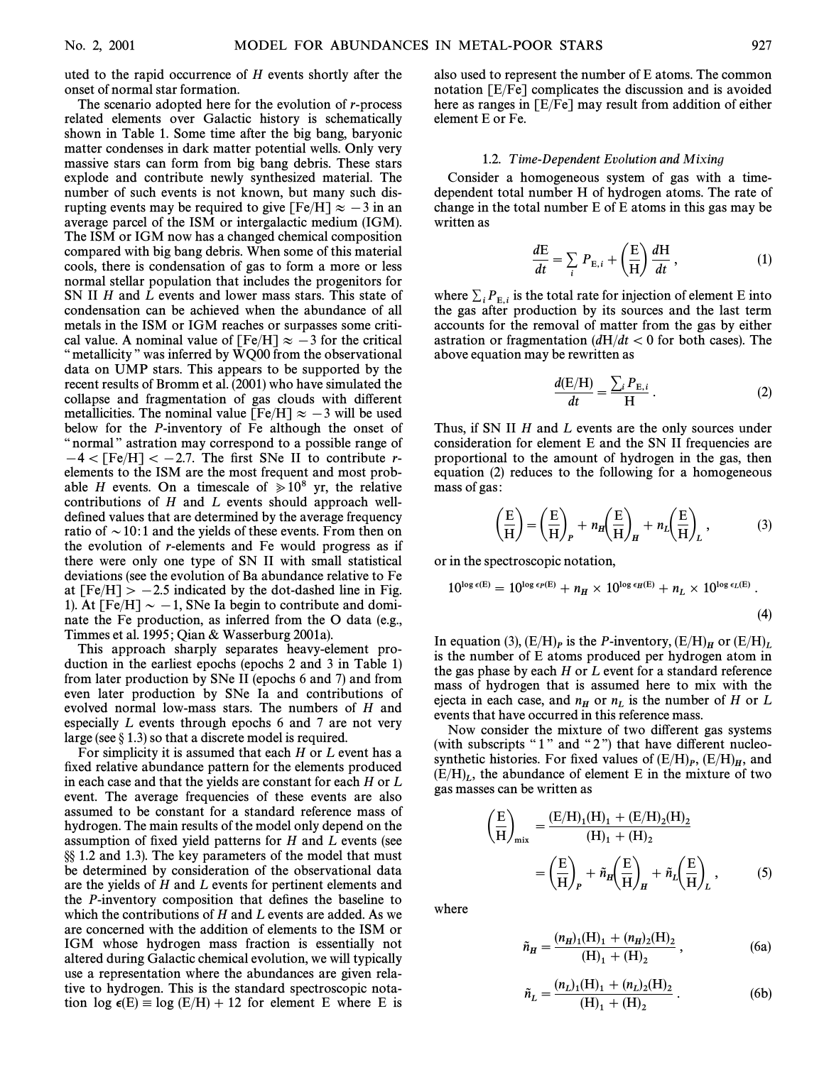uted to the rapid occurrence of $H$ events shortly after the onset of normal star formation.

The scenario adopted here for the evolution of $r$-process related elements over Galactic history is schematically shown in Table 1. Some time after the big bang, baryonic matter condenses in dark matter potential wells. Only very massive stars can form from big bang debris. These stars explode and contribute newly synthesized material. The number of such events is not known, but many such disrupting events may be required to give [Fe/H] $\approx -3$ in an average parcel of the ISM or intergalactic medium (IGM). The ISM or IGM now has a changed chemical composition compared with big bang debris. When some of this material cools, there is condensation of gas to form a more or less normal stellar population that includes the progenitors for SN II $H$ and $L$ events and lower mass stars. This state of condensation can be achieved when the abundance of all metals in the ISM or IGM reaches or surpasses some critical value. A nominal value of [Fe/H] $\approx -3$ for the critical "metallicity" was inferred by WQ00 from the observational data on UMP stars. This appears to be supported by the recent results of Bromm et al. (2001) who have simulated the collapse and fragmentation of gas clouds with different metallicities. The nominal value [Fe/H] $\approx -3$ will be used below for the $P$-inventory of Fe although the onset of "normal" astration may correspond to a possible range of $-4 <$ [Fe/H] $< -2.7$. The first SNe II to contribute $r$-elements to the ISM are the most frequent and most probable $H$ events. On a timescale of $\gtrsim 10^8$ yr, the relative contributions of $H$ and $L$ events should approach well-defined values that are determined by the average frequency ratio of $\sim 10:1$ and the yields of these events. From then on the evolution of $r$-elements and Fe would progress as if there were only one type of SN II with small statistical deviations (see the evolution of Ba abundance relative to Fe at [Fe/H] $> -2.5$ indicated by the dot-dashed line in Fig. 1). At [Fe/H] $\sim -1$, SNe Ia begin to contribute and dominate the Fe production, as inferred from the O data (e.g., Timmes et al. 1995; Qian & Wasserburg 2001a).

This approach sharply separates heavy-element production in the earliest epochs (epochs 2 and 3 in Table 1) from later production by SNe II (epochs 6 and 7) and from even later production by SNe Ia and contributions of evolved normal low-mass stars. The numbers of $H$ and especially $L$ events through epochs 6 and 7 are not very large (see § 1.3) so that a discrete model is required.

For simplicity it is assumed that each $H$ or $L$ event has a fixed relative abundance pattern for the elements produced in each case and that the yields are constant for each $H$ or $L$ event. The average frequencies of these events are also assumed to be constant for a standard reference mass of hydrogen. The main results of the model only depend on the assumption of fixed yield patterns for $H$ and $L$ events (see §§ 1.2 and 1.3). The key parameters of the model that must be determined by consideration of the observational data are the yields of $H$ and $L$ events for pertinent elements and the $P$-inventory composition that defines the baseline to which the contributions of $H$ and $L$ events are added. As we are concerned with the addition of elements to the ISM or IGM whose hydrogen mass fraction is essentially not altered during Galactic chemical evolution, we will typically use a representation where the abundances are given relative to hydrogen. This is the standard spectroscopic notation $\log \epsilon(\mathrm{E}) \equiv \log(\mathrm{E/H}) + 12$ for element E where E is also used to represent the number of E atoms. The common notation [E/Fe] complicates the discussion and is avoided here as ranges in [E/Fe] may result from addition of either element E or Fe.

### 1.2. *Time-Dependent Evolution and Mixing*

Consider a homogeneous system of gas with a time-dependent total number H of hydrogen atoms. The rate of change in the total number E of E atoms in this gas may be written as

$$\frac{d\mathrm{E}}{dt} = \sum_i P_{\mathrm{E},i} + \left(\frac{\mathrm{E}}{\mathrm{H}}\right)\frac{d\mathrm{H}}{dt}, \tag{1}$$

where $\sum_i P_{\mathrm{E},i}$ is the total rate for injection of element E into the gas after production by its sources and the last term accounts for the removal of matter from the gas by either astration or fragmentation ($d\mathrm{H}/dt < 0$ for both cases). The above equation may be rewritten as

$$\frac{d(\mathrm{E/H})}{dt} = \frac{\sum_i P_{\mathrm{E},i}}{\mathrm{H}}. \tag{2}$$

Thus, if SN II $H$ and $L$ events are the only sources under consideration for element E and the SN II frequencies are proportional to the amount of hydrogen in the gas, then equation (2) reduces to the following for a homogeneous mass of gas:

$$\left(\frac{\mathrm{E}}{\mathrm{H}}\right) = \left(\frac{\mathrm{E}}{\mathrm{H}}\right)_P + n_H\left(\frac{\mathrm{E}}{\mathrm{H}}\right)_H + n_L\left(\frac{\mathrm{E}}{\mathrm{H}}\right)_L, \tag{3}$$

or in the spectroscopic notation,

$$10^{\log \epsilon(\mathrm{E})} = 10^{\log \epsilon_P(\mathrm{E})} + n_H \times 10^{\log \epsilon_H(\mathrm{E})} + n_L \times 10^{\log \epsilon_L(\mathrm{E})}. \tag{4}$$

In equation (3), $(\mathrm{E/H})_P$ is the $P$-inventory, $(\mathrm{E/H})_H$ or $(\mathrm{E/H})_L$ is the number of E atoms produced per hydrogen atom in the gas phase by each $H$ or $L$ event for a standard reference mass of hydrogen that is assumed here to mix with the ejecta in each case, and $n_H$ or $n_L$ is the number of $H$ or $L$ events that have occurred in this reference mass.

Now consider the mixture of two different gas systems (with subscripts "1" and "2") that have different nucleosynthetic histories. For fixed values of $(\mathrm{E/H})_P$, $(\mathrm{E/H})_H$, and $(\mathrm{E/H})_L$, the abundance of element E in the mixture of two gas masses can be written as

$$\begin{aligned}\left(\frac{\mathrm{E}}{\mathrm{H}}\right)_{\mathrm{mix}} &= \frac{(\mathrm{E/H})_1(\mathrm{H})_1 + (\mathrm{E/H})_2(\mathrm{H})_2}{(\mathrm{H})_1 + (\mathrm{H})_2} \\ &= \left(\frac{\mathrm{E}}{\mathrm{H}}\right)_P + \tilde{n}_H\left(\frac{\mathrm{E}}{\mathrm{H}}\right)_H + \tilde{n}_L\left(\frac{\mathrm{E}}{\mathrm{H}}\right)_L,\end{aligned} \tag{5}$$

where

$$\tilde{n}_H = \frac{(n_H)_1(\mathrm{H})_1 + (n_H)_2(\mathrm{H})_2}{(\mathrm{H})_1 + (\mathrm{H})_2}, \tag{6a}$$

$$\tilde{n}_L = \frac{(n_L)_1(\mathrm{H})_1 + (n_L)_2(\mathrm{H})_2}{(\mathrm{H})_1 + (\mathrm{H})_2}. \tag{6b}$$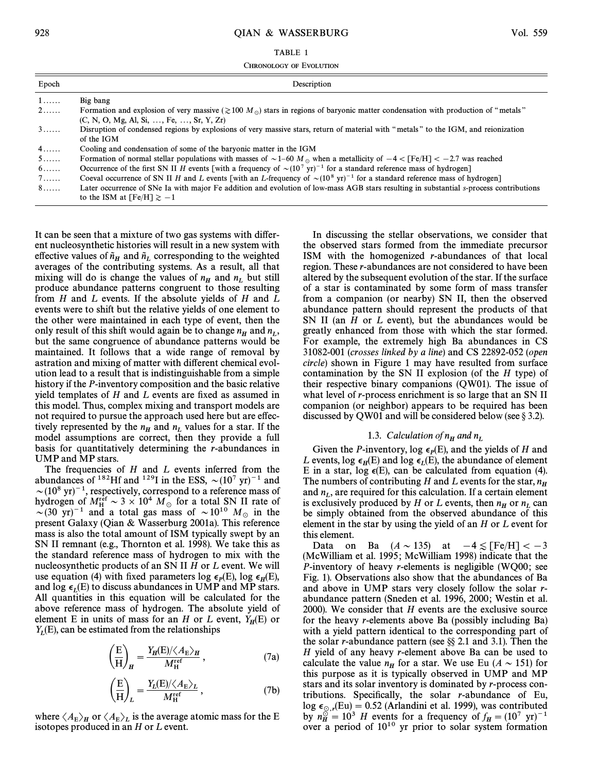TABLE 1

CHRONOLOGY OF EVOLUTION

| Epoch | Description |
|---|---|
| 1...... | Big bang |
| 2...... | Formation and explosion of very massive ($\gtrsim 100\ M_\odot$) stars in regions of baryonic matter condensation with production of "metals" (C, N, O, Mg, Al, Si, ..., Fe, ..., Sr, Y, Zr) |
| 3...... | Disruption of condensed regions by explosions of very massive stars, return of material with "metals" to the IGM, and reionization of the IGM |
| 4...... | Cooling and condensation of some of the baryonic matter in the IGM |
| 5...... | Formation of normal stellar populations with masses of $\sim 1$–$60\ M_\odot$ when a metallicity of $-4 < [\mathrm{Fe/H}] < -2.7$ was reached |
| 6...... | Occurrence of the first SN II $H$ events [with a frequency of $\sim (10^7\ \mathrm{yr})^{-1}$ for a standard reference mass of hydrogen] |
| 7...... | Coeval occurrence of SN II $H$ and $L$ events [with an $L$-frequency of $\sim (10^8\ \mathrm{yr})^{-1}$ for a standard reference mass of hydrogen] |
| 8...... | Later occurrence of SNe Ia with major Fe addition and evolution of low-mass AGB stars resulting in substantial $s$-process contributions to the ISM at $[\mathrm{Fe/H}] \gtrsim -1$ |

It can be seen that a mixture of two gas systems with different nucleosynthetic histories will result in a new system with effective values of $\tilde{n}_H$ and $\tilde{n}_L$ corresponding to the weighted averages of the contributing systems. As a result, all that mixing will do is change the values of $n_H$ and $n_L$ but still produce abundance patterns congruent to those resulting from $H$ and $L$ events. If the absolute yields of $H$ and $L$ events were to shift but the relative yields of one element to the other were maintained in each type of event, then the only result of this shift would again be to change $n_H$ and $n_L$, but the same congruence of abundance patterns would be maintained. It follows that a wide range of removal by astration and mixing of matter with different chemical evolution lead to a result that is indistinguishable from a simple history if the $P$-inventory composition and the basic relative yield templates of $H$ and $L$ events are fixed as assumed in this model. Thus, complex mixing and transport models are not required to pursue the approach used here but are effectively represented by the $n_H$ and $n_L$ values for a star. If the model assumptions are correct, then they provide a full basis for quantitatively determining the $r$-abundances in UMP and MP stars.

The frequencies of $H$ and $L$ events inferred from the abundances of $^{182}$Hf and $^{129}$I in the ESS, $\sim (10^7\ \mathrm{yr})^{-1}$ and $\sim (10^8\ \mathrm{yr})^{-1}$, respectively, correspond to a reference mass of hydrogen of $M_\mathrm{H}^\mathrm{ref} \sim 3 \times 10^4\ M_\odot$ for a total SN II rate of $\sim (30\ \mathrm{yr})^{-1}$ and a total gas mass of $\sim 10^{10}\ M_\odot$ in the present Galaxy (Qian & Wasserburg 2001a). This reference mass is also the total amount of ISM typically swept by an SN II remnant (e.g., Thornton et al. 1998). We take this as the standard reference mass of hydrogen to mix with the nucleosynthetic products of an SN II $H$ or $L$ event. We will use equation (4) with fixed parameters $\log \epsilon_P(\mathrm{E})$, $\log \epsilon_H(\mathrm{E})$, and $\log \epsilon_L(\mathrm{E})$ to discuss abundances in UMP and MP stars. All quantities in this equation will be calculated for the above reference mass of hydrogen. The absolute yield of element E in units of mass for an $H$ or $L$ event, $Y_H(\mathrm{E})$ or $Y_L(\mathrm{E})$, can be estimated from the relationships

$$\left(\frac{\mathrm{E}}{\mathrm{H}}\right)_H = \frac{Y_H(\mathrm{E})/\langle A_\mathrm{E}\rangle_H}{M_\mathrm{H}^\mathrm{ref}}, \qquad (7a)$$

$$\left(\frac{\mathrm{E}}{\mathrm{H}}\right)_L = \frac{Y_L(\mathrm{E})/\langle A_\mathrm{E}\rangle_L}{M_\mathrm{H}^\mathrm{ref}}, \qquad (7b)$$

where $\langle A_\mathrm{E}\rangle_H$ or $\langle A_\mathrm{E}\rangle_L$ is the average atomic mass for the E isotopes produced in an $H$ or $L$ event.

In discussing the stellar observations, we consider that the observed stars formed from the immediate precursor ISM with the homogenized $r$-abundances of that local region. These $r$-abundances are not considered to have been altered by the subsequent evolution of the star. If the surface of a star is contaminated by some form of mass transfer from a companion (or nearby) SN II, then the observed abundance pattern should represent the products of that SN II (an $H$ or $L$ event), but the abundances would be greatly enhanced from those with which the star formed. For example, the extremely high Ba abundances in CS 31082-001 (*crosses linked by a line*) and CS 22892-052 (*open circle*) shown in Figure 1 may have resulted from surface contamination by the SN II explosion (of the $H$ type) of their respective binary companions (QW01). The issue of what level of $r$-process enrichment is so large that an SN II companion (or neighbor) appears to be required has been discussed by QW01 and will be considered below (see § 3.2).

### 1.3. *Calculation of $n_H$ and $n_L$*

Given the $P$-inventory, $\log \epsilon_P(\mathrm{E})$, and the yields of $H$ and $L$ events, $\log \epsilon_H(\mathrm{E})$ and $\log \epsilon_L(\mathrm{E})$, the abundance of element E in a star, $\log \epsilon(\mathrm{E})$, can be calculated from equation (4). The numbers of contributing $H$ and $L$ events for the star, $n_H$ and $n_L$, are required for this calculation. If a certain element is exclusively produced by $H$ or $L$ events, then $n_H$ or $n_L$ can be simply obtained from the observed abundance of this element in the star by using the yield of an $H$ or $L$ event for this element.

Data on Ba ($A \sim 135$) at $-4 \lesssim [\mathrm{Fe/H}] < -3$ (McWilliam et al. 1995; McWilliam 1998) indicate that the $P$-inventory of heavy $r$-elements is negligible (WQ00; see Fig. 1). Observations also show that the abundances of Ba and above in UMP stars very closely follow the solar $r$-abundance pattern (Sneden et al. 1996, 2000; Westin et al. 2000). We consider that $H$ events are the exclusive source for the heavy $r$-elements above Ba (possibly including Ba) with a yield pattern identical to the corresponding part of the solar $r$-abundance pattern (see §§ 2.1 and 3.1). Then the $H$ yield of any heavy $r$-element above Ba can be used to calculate the value $n_H$ for a star. We use Eu ($A \sim 151$) for this purpose as it is typically observed in UMP and MP stars and its solar inventory is dominated by $r$-process contributions. Specifically, the solar $r$-abundance of Eu, $\log \epsilon_{\odot,r}(\mathrm{Eu}) = 0.52$ (Arlandini et al. 1999), was contributed by $n_H^\odot = 10^3$ $H$ events for a frequency of $f_H = (10^7\ \mathrm{yr})^{-1}$ over a period of $10^{10}$ yr prior to solar system formation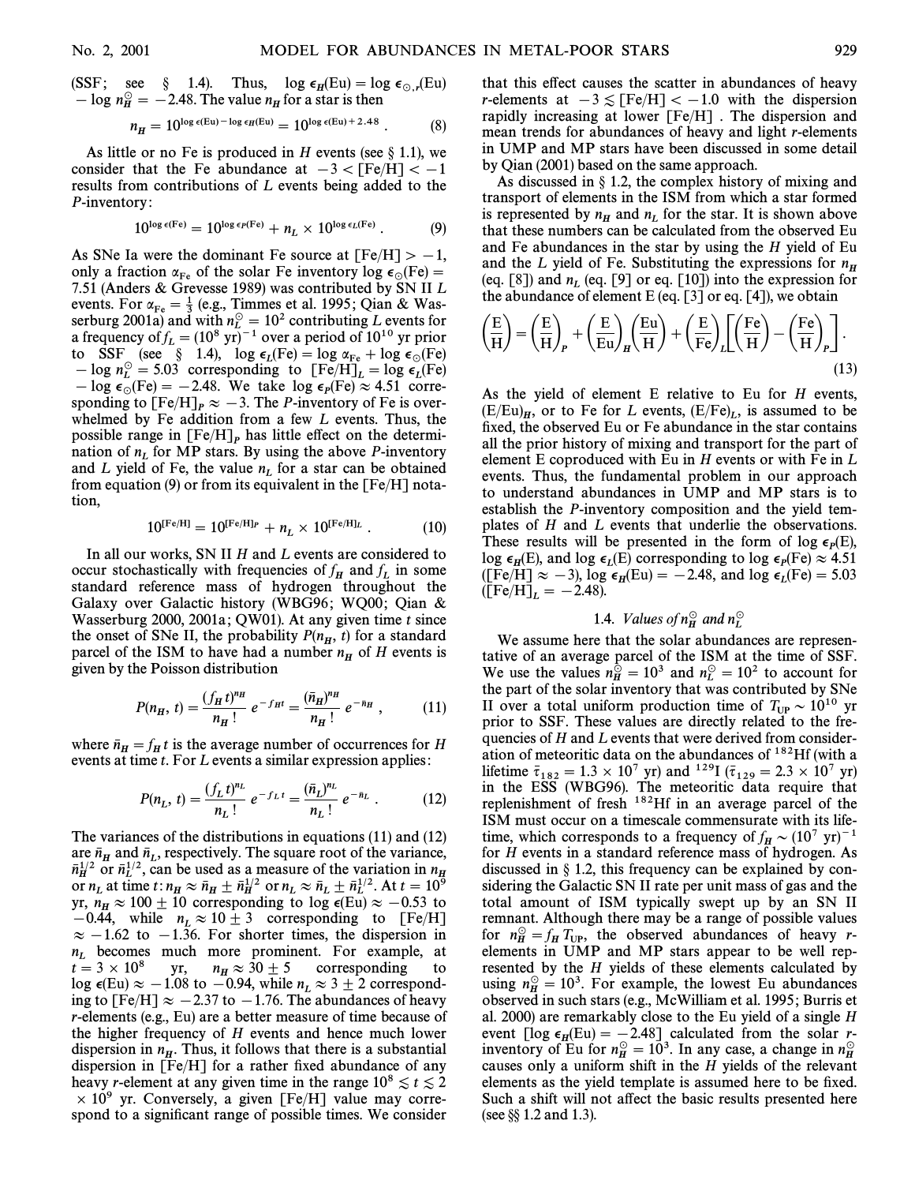(SSF; see § 1.4). Thus, $\log \epsilon_H(\text{Eu}) = \log \epsilon_{\odot,r}(\text{Eu}) - \log n_H^{\odot} = -2.48$. The value $n_H$ for a star is then

$$n_H = 10^{\log \epsilon(\text{Eu}) - \log \epsilon_H(\text{Eu})} = 10^{\log \epsilon(\text{Eu}) + 2.48} . \tag{8}$$

As little or no Fe is produced in $H$ events (see § 1.1), we consider that the Fe abundance at $-3 < [\text{Fe/H}] < -1$ results from contributions of $L$ events being added to the $P$-inventory:

$$10^{\log \epsilon(\text{Fe})} = 10^{\log \epsilon_P(\text{Fe})} + n_L \times 10^{\log \epsilon_L(\text{Fe})} . \tag{9}$$

As SNe Ia were the dominant Fe source at $[\text{Fe/H}] > -1$, only a fraction $\alpha_{\text{Fe}}$ of the solar Fe inventory $\log \epsilon_{\odot}(\text{Fe}) = 7.51$ (Anders & Grevesse 1989) was contributed by SN II $L$ events. For $\alpha_{\text{Fe}} = \frac{1}{3}$ (e.g., Timmes et al. 1995; Qian & Wasserburg 2001a) and with $n_L^{\odot} = 10^2$ contributing $L$ events for a frequency of $f_L = (10^8 \text{ yr})^{-1}$ over a period of $10^{10}$ yr prior to SSF (see § 1.4), $\log \epsilon_L(\text{Fe}) = \log \alpha_{\text{Fe}} + \log \epsilon_{\odot}(\text{Fe}) - \log n_L^{\odot} = 5.03$ corresponding to $[\text{Fe/H}]_L = \log \epsilon_L(\text{Fe}) - \log \epsilon_{\odot}(\text{Fe}) = -2.48$. We take $\log \epsilon_P(\text{Fe}) \approx 4.51$ corresponding to $[\text{Fe/H}]_P \approx -3$. The $P$-inventory of Fe is overwhelmed by Fe addition from a few $L$ events. Thus, the possible range in $[\text{Fe/H}]_P$ has little effect on the determination of $n_L$ for MP stars. By using the above $P$-inventory and $L$ yield of Fe, the value $n_L$ for a star can be obtained from equation (9) or from its equivalent in the [Fe/H] notation,

$$10^{[\text{Fe/H}]} = 10^{[\text{Fe/H}]_P} + n_L \times 10^{[\text{Fe/H}]_L} . \tag{10}$$

In all our works, SN II $H$ and $L$ events are considered to occur stochastically with frequencies of $f_H$ and $f_L$ in some standard reference mass of hydrogen throughout the Galaxy over Galactic history (WBG96; WQ00; Qian & Wasserburg 2000, 2001a; QW01). At any given time $t$ since the onset of SNe II, the probability $P(n_H, t)$ for a standard parcel of the ISM to have had a number $n_H$ of $H$ events is given by the Poisson distribution

$$P(n_H, t) = \frac{(f_H t)^{n_H}}{n_H !} e^{-f_H t} = \frac{(\bar{n}_H)^{n_H}}{n_H !} e^{-\bar{n}_H} , \tag{11}$$

where $\bar{n}_H = f_H t$ is the average number of occurrences for $H$ events at time $t$. For $L$ events a similar expression applies:

$$P(n_L, t) = \frac{(f_L t)^{n_L}}{n_L !} e^{-f_L t} = \frac{(\bar{n}_L)^{n_L}}{n_L !} e^{-\bar{n}_L} . \tag{12}$$

The variances of the distributions in equations (11) and (12) are $\bar{n}_H$ and $\bar{n}_L$, respectively. The square root of the variance, $\bar{n}_H^{1/2}$ or $\bar{n}_L^{1/2}$, can be used as a measure of the variation in $n_H$ or $n_L$ at time $t$: $n_H \approx \bar{n}_H \pm \bar{n}_H^{1/2}$ or $n_L \approx \bar{n}_L \pm \bar{n}_L^{1/2}$. At $t = 10^9$ yr, $n_H \approx 100 \pm 10$ corresponding to $\log \epsilon(\text{Eu}) \approx -0.53$ to $-0.44$, while $n_L \approx 10 \pm 3$ corresponding to $[\text{Fe/H}] \approx -1.62$ to $-1.36$. For shorter times, the dispersion in $n_L$ becomes much more prominent. For example, at $t = 3 \times 10^8$ yr, $n_H \approx 30 \pm 5$ corresponding to $\log \epsilon(\text{Eu}) \approx -1.08$ to $-0.94$, while $n_L \approx 3 \pm 2$ corresponding to $[\text{Fe/H}] \approx -2.37$ to $-1.76$. The abundances of heavy $r$-elements (e.g., Eu) are a better measure of time because of the higher frequency of $H$ events and hence much lower dispersion in $n_H$. Thus, it follows that there is a substantial dispersion in [Fe/H] for a rather fixed abundance of any heavy $r$-element at any given time in the range $10^8 \lesssim t \lesssim 2 \times 10^9$ yr. Conversely, a given [Fe/H] value may correspond to a significant range of possible times. We consider that this effect causes the scatter in abundances of heavy $r$-elements at $-3 \lesssim [\text{Fe/H}] < -1.0$ with the dispersion rapidly increasing at lower [Fe/H]. The dispersion and mean trends for abundances of heavy and light $r$-elements in UMP and MP stars have been discussed in some detail by Qian (2001) based on the same approach.

As discussed in § 1.2, the complex history of mixing and transport of elements in the ISM from which a star formed is represented by $n_H$ and $n_L$ for the star. It is shown above that these numbers can be calculated from the observed Eu and Fe abundances in the star by using the $H$ yield of Eu and the $L$ yield of Fe. Substituting the expressions for $n_H$ (eq. [8]) and $n_L$ (eq. [9] or eq. [10]) into the expression for the abundance of element E (eq. [3] or eq. [4]), we obtain

$$\left(\frac{\text{E}}{\text{H}}\right) = \left(\frac{\text{E}}{\text{H}}\right)_P + \left(\frac{\text{E}}{\text{Eu}}\right)_H \left(\frac{\text{Eu}}{\text{H}}\right) + \left(\frac{\text{E}}{\text{Fe}}\right)_L \left[\left(\frac{\text{Fe}}{\text{H}}\right) - \left(\frac{\text{Fe}}{\text{H}}\right)_P\right] . \tag{13}$$

As the yield of element E relative to Eu for $H$ events, $(\text{E/Eu})_H$, or to Fe for $L$ events, $(\text{E/Fe})_L$, is assumed to be fixed, the observed Eu or Fe abundance in the star contains all the prior history of mixing and transport for the part of element E coproduced with Eu in $H$ events or with Fe in $L$ events. Thus, the fundamental problem in our approach to understand abundances in UMP and MP stars is to establish the $P$-inventory composition and the yield templates of $H$ and $L$ events that underlie the observations. These results will be presented in the form of $\log \epsilon_P(\text{E})$, $\log \epsilon_H(\text{E})$, and $\log \epsilon_L(\text{E})$ corresponding to $\log \epsilon_P(\text{Fe}) \approx 4.51$ ($[\text{Fe/H}] \approx -3$), $\log \epsilon_H(\text{Eu}) = -2.48$, and $\log \epsilon_L(\text{Fe}) = 5.03$ ($[\text{Fe/H}]_L = -2.48$).

### 1.4. *Values of $n_H^{\odot}$ and $n_L^{\odot}$*

We assume here that the solar abundances are representative of an average parcel of the ISM at the time of SSF. We use the values $n_H^{\odot} = 10^3$ and $n_L^{\odot} = 10^2$ to account for the part of the solar inventory that was contributed by SNe II over a total uniform production time of $T_{\text{UP}} \sim 10^{10}$ yr prior to SSF. These values are directly related to the frequencies of $H$ and $L$ events that were derived from consideration of meteoritic data on the abundances of $^{182}$Hf (with a lifetime $\bar{\tau}_{182} = 1.3 \times 10^7$ yr) and $^{129}$I ($\bar{\tau}_{129} = 2.3 \times 10^7$ yr) in the ESS (WBG96). The meteoritic data require that replenishment of fresh $^{182}$Hf in an average parcel of the ISM must occur on a timescale commensurate with its lifetime, which corresponds to a frequency of $f_H \sim (10^7 \text{ yr})^{-1}$ for $H$ events in a standard reference mass of hydrogen. As discussed in § 1.2, this frequency can be explained by considering the Galactic SN II rate per unit mass of gas and the total amount of ISM typically swept up by an SN II remnant. Although there may be a range of possible values for $n_H^{\odot} = f_H T_{\text{UP}}$, the observed abundances of heavy $r$-elements in UMP and MP stars appear to be well represented by the $H$ yields of these elements calculated by using $n_H^{\odot} = 10^3$. For example, the lowest Eu abundances observed in such stars (e.g., McWilliam et al. 1995; Burris et al. 2000) are remarkably close to the Eu yield of a single $H$ event [$\log \epsilon_H(\text{Eu}) = -2.48$] calculated from the solar $r$-inventory of Eu for $n_H^{\odot} = 10^3$. In any case, a change in $n_H^{\odot}$ causes only a uniform shift in the $H$ yields of the relevant elements as the yield template is assumed here to be fixed. Such a shift will not affect the basic results presented here (see §§ 1.2 and 1.3).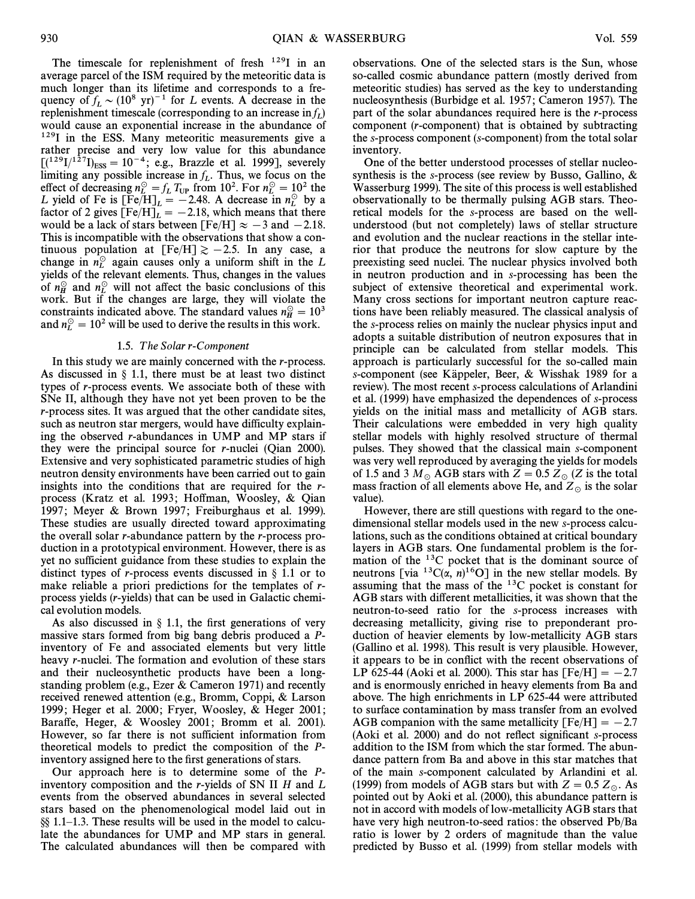The timescale for replenishment of fresh $^{129}$I in an average parcel of the ISM required by the meteoritic data is much longer than its lifetime and corresponds to a frequency of $f_L \sim (10^8 \text{ yr})^{-1}$ for $L$ events. A decrease in the replenishment timescale (corresponding to an increase in $f_L$) would cause an exponential increase in the abundance of $^{129}$I in the ESS. Many meteoritic measurements give a rather precise and very low value for this abundance [$(^{129}\text{I}/^{127}\text{I})_{\text{ESS}} = 10^{-4}$; e.g., Brazzle et al. 1999], severely limiting any possible increase in $f_L$. Thus, we focus on the effect of decreasing $n_L^{\odot} = f_L T_{\text{UP}}$ from $10^2$. For $n_L^{\odot} = 10^2$ the $L$ yield of Fe is $[\text{Fe/H}]_L = -2.48$. A decrease in $n_L^{\odot}$ by a factor of 2 gives $[\text{Fe/H}]_L = -2.18$, which means that there would be a lack of stars between $[\text{Fe/H}] \approx -3$ and $-2.18$. This is incompatible with the observations that show a continuous population at $[\text{Fe/H}] \gtrsim -2.5$. In any case, a change in $n_L^{\odot}$ again causes only a uniform shift in the $L$ yields of the relevant elements. Thus, changes in the values of $n_H^{\odot}$ and $n_L^{\odot}$ will not affect the basic conclusions of this work. But if the changes are large, they will violate the constraints indicated above. The standard values $n_H^{\odot} = 10^3$ and $n_L^{\odot} = 10^2$ will be used to derive the results in this work.

### 1.5. *The Solar r-Component*

In this study we are mainly concerned with the *r*-process. As discussed in § 1.1, there must be at least two distinct types of *r*-process events. We associate both of these with SNe II, although they have not yet been proven to be the *r*-process sites. It was argued that the other candidate sites, such as neutron star mergers, would have difficulty explaining the observed *r*-abundances in UMP and MP stars if they were the principal source for *r*-nuclei (Qian 2000). Extensive and very sophisticated parametric studies of high neutron density environments have been carried out to gain insights into the conditions that are required for the *r*-process (Kratz et al. 1993; Hoffman, Woosley, & Qian 1997; Meyer & Brown 1997; Freiburghaus et al. 1999). These studies are usually directed toward approximating the overall solar *r*-abundance pattern by the *r*-process production in a prototypical environment. However, there is as yet no sufficient guidance from these studies to explain the distinct types of *r*-process events discussed in § 1.1 or to make reliable a priori predictions for the templates of *r*-process yields (*r*-yields) that can be used in Galactic chemical evolution models.

As also discussed in § 1.1, the first generations of very massive stars formed from big bang debris produced a *P*-inventory of Fe and associated elements but very little heavy *r*-nuclei. The formation and evolution of these stars and their nucleosynthetic products have been a longstanding problem (e.g., Ezer & Cameron 1971) and recently received renewed attention (e.g., Bromm, Coppi, & Larson 1999; Heger et al. 2000; Fryer, Woosley, & Heger 2001; Baraffe, Heger, & Woosley 2001; Bromm et al. 2001). However, so far there is not sufficient information from theoretical models to predict the composition of the *P*-inventory assigned here to the first generations of stars.

Our approach here is to determine some of the *P*-inventory composition and the *r*-yields of SN II *H* and *L* events from the observed abundances in several selected stars based on the phenomenological model laid out in §§ 1.1–1.3. These results will be used in the model to calculate the abundances for UMP and MP stars in general. The calculated abundances will then be compared with observations. One of the selected stars is the Sun, whose so-called cosmic abundance pattern (mostly derived from meteoritic studies) has served as the key to understanding nucleosynthesis (Burbidge et al. 1957; Cameron 1957). The part of the solar abundances required here is the *r*-process component (*r*-component) that is obtained by subtracting the *s*-process component (*s*-component) from the total solar inventory.

One of the better understood processes of stellar nucleosynthesis is the *s*-process (see review by Busso, Gallino, & Wasserburg 1999). The site of this process is well established observationally to be thermally pulsing AGB stars. Theoretical models for the *s*-process are based on the well-understood (but not completely) laws of stellar structure and evolution and the nuclear reactions in the stellar interior that produce the neutrons for slow capture by the preexisting seed nuclei. The nuclear physics involved both in neutron production and in *s*-processing has been the subject of extensive theoretical and experimental work. Many cross sections for important neutron capture reactions have been reliably measured. The classical analysis of the *s*-process relies on mainly the nuclear physics input and adopts a suitable distribution of neutron exposures that in principle can be calculated from stellar models. This approach is particularly successful for the so-called main *s*-component (see Käppeler, Beer, & Wisshak 1989 for a review). The most recent *s*-process calculations of Arlandini et al. (1999) have emphasized the dependences of *s*-process yields on the initial mass and metallicity of AGB stars. Their calculations were embedded in very high quality stellar models with highly resolved structure of thermal pulses. They showed that the classical main *s*-component was very well reproduced by averaging the yields for models of 1.5 and 3 $M_{\odot}$ AGB stars with $Z = 0.5\, Z_{\odot}$ ($Z$ is the total mass fraction of all elements above He, and $Z_{\odot}$ is the solar value).

However, there are still questions with regard to the one-dimensional stellar models used in the new *s*-process calculations, such as the conditions obtained at critical boundary layers in AGB stars. One fundamental problem is the formation of the $^{13}$C pocket that is the dominant source of neutrons [via $^{13}\text{C}(\alpha, n)^{16}\text{O}$] in the new stellar models. By assuming that the mass of the $^{13}$C pocket is constant for AGB stars with different metallicities, it was shown that the neutron-to-seed ratio for the *s*-process increases with decreasing metallicity, giving rise to preponderant production of heavier elements by low-metallicity AGB stars (Gallino et al. 1998). This result is very plausible. However, it appears to be in conflict with the recent observations of LP 625-44 (Aoki et al. 2000). This star has $[\text{Fe/H}] = -2.7$ and is enormously enriched in heavy elements from Ba and above. The high enrichments in LP 625-44 were attributed to surface contamination by mass transfer from an evolved AGB companion with the same metallicity $[\text{Fe/H}] = -2.7$ (Aoki et al. 2000) and do not reflect significant *s*-process addition to the ISM from which the star formed. The abundance pattern from Ba and above in this star matches that of the main *s*-component calculated by Arlandini et al. (1999) from models of AGB stars but with $Z = 0.5\, Z_{\odot}$. As pointed out by Aoki et al. (2000), this abundance pattern is not in accord with models of low-metallicity AGB stars that have very high neutron-to-seed ratios: the observed Pb/Ba ratio is lower by 2 orders of magnitude than the value predicted by Busso et al. (1999) from stellar models with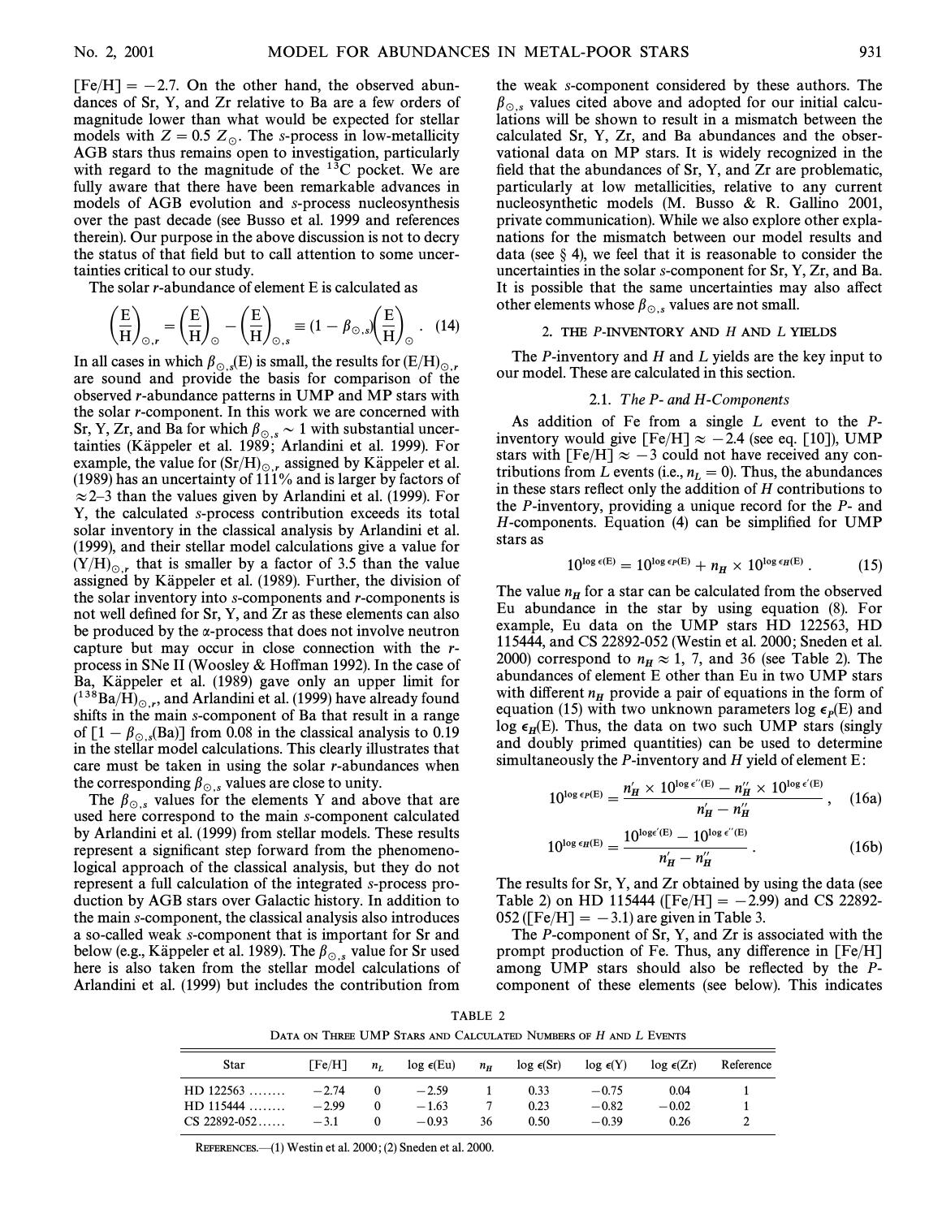[Fe/H] = −2.7. On the other hand, the observed abundances of Sr, Y, and Zr relative to Ba are a few orders of magnitude lower than what would be expected for stellar models with $Z = 0.5\ Z_{\odot}$. The s-process in low-metallicity AGB stars thus remains open to investigation, particularly with regard to the magnitude of the $^{13}$C pocket. We are fully aware that there have been remarkable advances in models of AGB evolution and s-process nucleosynthesis over the past decade (see Busso et al. 1999 and references therein). Our purpose in the above discussion is not to decry the status of that field but to call attention to some uncertainties critical to our study.

The solar r-abundance of element E is calculated as

$$\left(\frac{\mathrm{E}}{\mathrm{H}}\right)_{\odot,r} = \left(\frac{\mathrm{E}}{\mathrm{H}}\right)_{\odot} - \left(\frac{\mathrm{E}}{\mathrm{H}}\right)_{\odot,s} \equiv (1 - \beta_{\odot,s})\left(\frac{\mathrm{E}}{\mathrm{H}}\right)_{\odot} . \quad (14)$$

In all cases in which $\beta_{\odot,s}(\mathrm{E})$ is small, the results for $(\mathrm{E/H})_{\odot,r}$ are sound and provide the basis for comparison of the observed r-abundance patterns in UMP and MP stars with the solar r-component. In this work we are concerned with Sr, Y, Zr, and Ba for which $\beta_{\odot,s} \sim 1$ with substantial uncertainties (Käppeler et al. 1989; Arlandini et al. 1999). For example, the value for $(\mathrm{Sr/H})_{\odot,r}$ assigned by Käppeler et al. (1989) has an uncertainty of 111% and is larger by factors of ≈2–3 than the values given by Arlandini et al. (1999). For Y, the calculated s-process contribution exceeds its total solar inventory in the classical analysis by Arlandini et al. (1999), and their stellar model calculations give a value for $(\mathrm{Y/H})_{\odot,r}$ that is smaller by a factor of 3.5 than the value assigned by Käppeler et al. (1989). Further, the division of the solar inventory into s-components and r-components is not well defined for Sr, Y, and Zr as these elements can also be produced by the α-process that does not involve neutron capture but may occur in close connection with the r-process in SNe II (Woosley & Hoffman 1992). In the case of Ba, Käppeler et al. (1989) gave only an upper limit for $(^{138}\mathrm{Ba/H})_{\odot,r}$, and Arlandini et al. (1999) have already found shifts in the main s-component of Ba that result in a range of $[1 - \beta_{\odot,s}(\mathrm{Ba})]$ from 0.08 in the classical analysis to 0.19 in the stellar model calculations. This clearly illustrates that care must be taken in using the solar r-abundances when the corresponding $\beta_{\odot,s}$ values are close to unity.

The $\beta_{\odot,s}$ values for the elements Y and above that are used here correspond to the main s-component calculated by Arlandini et al. (1999) from stellar models. These results represent a significant step forward from the phenomenological approach of the classical analysis, but they do not represent a full calculation of the integrated s-process production by AGB stars over Galactic history. In addition to the main s-component, the classical analysis also introduces a so-called weak s-component that is important for Sr and below (e.g., Käppeler et al. 1989). The $\beta_{\odot,s}$ value for Sr used here is also taken from the stellar model calculations of Arlandini et al. (1999) but includes the contribution from the weak s-component considered by these authors. The $\beta_{\odot,s}$ values cited above and adopted for our initial calculations will be shown to result in a mismatch between the calculated Sr, Y, Zr, and Ba abundances and the observational data on MP stars. It is widely recognized in the field that the abundances of Sr, Y, and Zr are problematic, particularly at low metallicities, relative to any current nucleosynthetic models (M. Busso & R. Gallino 2001, private communication). While we also explore other explanations for the mismatch between our model results and data (see § 4), we feel that it is reasonable to consider the uncertainties in the solar s-component for Sr, Y, Zr, and Ba. It is possible that the same uncertainties may also affect other elements whose $\beta_{\odot,s}$ values are not small.

## 2. THE P-INVENTORY AND H AND L YIELDS

The P-inventory and H and L yields are the key input to our model. These are calculated in this section.

### 2.1. The P- and H-Components

As addition of Fe from a single L event to the P-inventory would give [Fe/H] ≈ −2.4 (see eq. [10]), UMP stars with [Fe/H] ≈ −3 could not have received any contributions from L events (i.e., $n_L = 0$). Thus, the abundances in these stars reflect only the addition of H contributions to the P-inventory, providing a unique record for the P- and H-components. Equation (4) can be simplified for UMP stars as

$$10^{\log \epsilon(\mathrm{E})} = 10^{\log \epsilon_P(\mathrm{E})} + n_H \times 10^{\log \epsilon_H(\mathrm{E})} . \quad (15)$$

The value $n_H$ for a star can be calculated from the observed Eu abundance in the star by using equation (8). For example, Eu data on the UMP stars HD 122563, HD 115444, and CS 22892-052 (Westin et al. 2000; Sneden et al. 2000) correspond to $n_H \approx 1$, 7, and 36 (see Table 2). The abundances of element E other than Eu in two UMP stars with different $n_H$ provide a pair of equations in the form of equation (15) with two unknown parameters $\log \epsilon_P(\mathrm{E})$ and $\log \epsilon_H(\mathrm{E})$. Thus, the data on two such UMP stars (singly and doubly primed quantities) can be used to determine simultaneously the P-inventory and H yield of element E:

$$10^{\log \epsilon_P(\mathrm{E})} = \frac{n'_H \times 10^{\log \epsilon''(\mathrm{E})} - n''_H \times 10^{\log \epsilon'(\mathrm{E})}}{n'_H - n''_H} , \quad (16a)$$

$$10^{\log \epsilon_H(\mathrm{E})} = \frac{10^{\log \epsilon'(\mathrm{E})} - 10^{\log \epsilon''(\mathrm{E})}}{n'_H - n''_H} . \quad (16b)$$

The results for Sr, Y, and Zr obtained by using the data (see Table 2) on HD 115444 ([Fe/H] = −2.99) and CS 22892-052 ([Fe/H] = −3.1) are given in Table 3.

The P-component of Sr, Y, and Zr is associated with the prompt production of Fe. Thus, any difference in [Fe/H] among UMP stars should also be reflected by the P-component of these elements (see below). This indicates

TABLE 2

DATA ON THREE UMP STARS AND CALCULATED NUMBERS OF H AND L EVENTS

| Star | [Fe/H] | $n_L$ | log ϵ(Eu) | $n_H$ | log ϵ(Sr) | log ϵ(Y) | log ϵ(Zr) | Reference |
|---|---|---|---|---|---|---|---|---|
| HD 122563 ........ | −2.74 | 0 | −2.59 | 1 | 0.33 | −0.75 | 0.04 | 1 |
| HD 115444 ........ | −2.99 | 0 | −1.63 | 7 | 0.23 | −0.82 | −0.02 | 1 |
| CS 22892-052...... | −3.1 | 0 | −0.93 | 36 | 0.50 | −0.39 | 0.26 | 2 |

REFERENCES.—(1) Westin et al. 2000; (2) Sneden et al. 2000.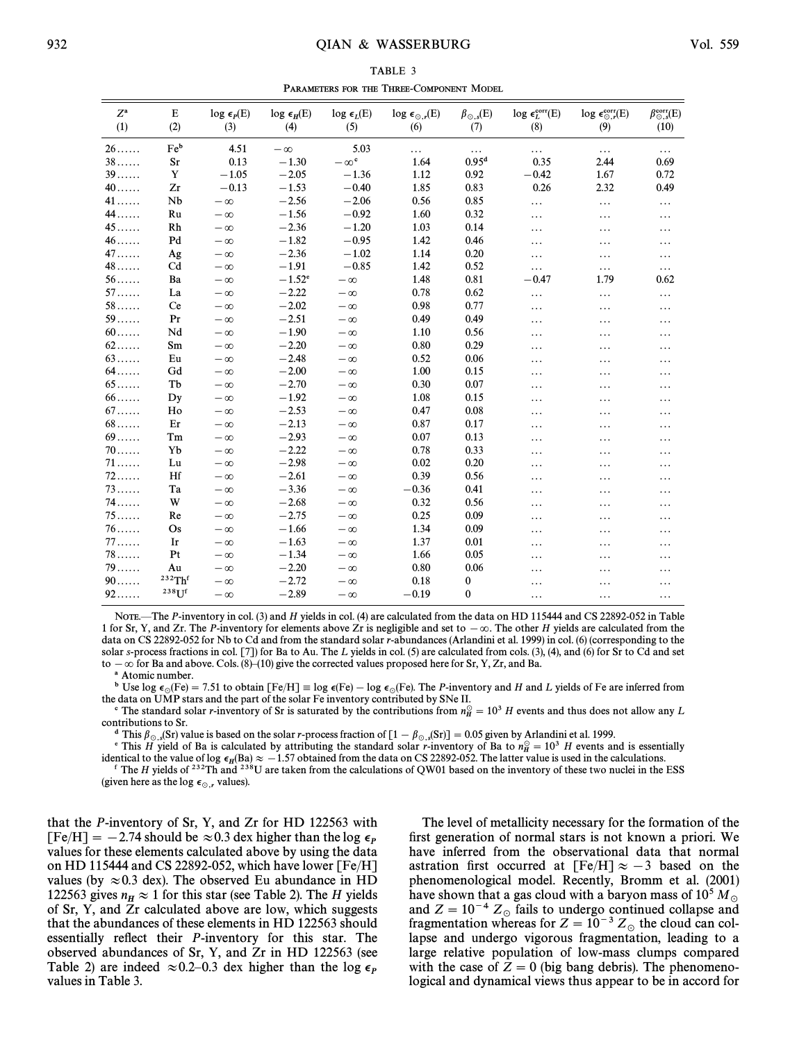TABLE 3

PARAMETERS FOR THE THREE-COMPONENT MODEL

| $Z^{a}$ (1) | E (2) | $\log \epsilon_P(\mathrm{E})$ (3) | $\log \epsilon_H(\mathrm{E})$ (4) | $\log \epsilon_L(\mathrm{E})$ (5) | $\log \epsilon_{\odot,r}(\mathrm{E})$ (6) | $\beta_{\odot,s}(\mathrm{E})$ (7) | $\log \epsilon_L^{\mathrm{corr}}(\mathrm{E})$ (8) | $\log \epsilon_{\odot,r}^{\mathrm{corr}}(\mathrm{E})$ (9) | $\beta_{\odot,s}^{\mathrm{corr}}(\mathrm{E})$ (10) |
|---|---|---|---|---|---|---|---|---|---|
| 26...... | Fe[b] | 4.51 | $-\infty$ | 5.03 | ... | ... | ... | ... | ... |
| 38...... | Sr | 0.13 | $-1.30$ | $-\infty$[c] | 1.64 | 0.95[d] | 0.35 | 2.44 | 0.69 |
| 39...... | Y | $-1.05$ | $-2.05$ | $-1.36$ | 1.12 | 0.92 | $-0.42$ | 1.67 | 0.72 |
| 40...... | Zr | $-0.13$ | $-1.53$ | $-0.40$ | 1.85 | 0.83 | 0.26 | 2.32 | 0.49 |
| 41...... | Nb | $-\infty$ | $-2.56$ | $-2.06$ | 0.56 | 0.85 | ... | ... | ... |
| 44...... | Ru | $-\infty$ | $-1.56$ | $-0.92$ | 1.60 | 0.32 | ... | ... | ... |
| 45...... | Rh | $-\infty$ | $-2.36$ | $-1.20$ | 1.03 | 0.14 | ... | ... | ... |
| 46...... | Pd | $-\infty$ | $-1.82$ | $-0.95$ | 1.42 | 0.46 | ... | ... | ... |
| 47...... | Ag | $-\infty$ | $-2.36$ | $-1.02$ | 1.14 | 0.20 | ... | ... | ... |
| 48...... | Cd | $-\infty$ | $-1.91$ | $-0.85$ | 1.42 | 0.52 | ... | ... | ... |
| 56...... | Ba | $-\infty$ | $-1.52$[e] | $-\infty$ | 1.48 | 0.81 | $-0.47$ | 1.79 | 0.62 |
| 57...... | La | $-\infty$ | $-2.22$ | $-\infty$ | 0.78 | 0.62 | ... | ... | ... |
| 58...... | Ce | $-\infty$ | $-2.02$ | $-\infty$ | 0.98 | 0.77 | ... | ... | ... |
| 59...... | Pr | $-\infty$ | $-2.51$ | $-\infty$ | 0.49 | 0.49 | ... | ... | ... |
| 60...... | Nd | $-\infty$ | $-1.90$ | $-\infty$ | 1.10 | 0.56 | ... | ... | ... |
| 62...... | Sm | $-\infty$ | $-2.20$ | $-\infty$ | 0.80 | 0.29 | ... | ... | ... |
| 63...... | Eu | $-\infty$ | $-2.48$ | $-\infty$ | 0.52 | 0.06 | ... | ... | ... |
| 64...... | Gd | $-\infty$ | $-2.00$ | $-\infty$ | 1.00 | 0.15 | ... | ... | ... |
| 65...... | Tb | $-\infty$ | $-2.70$ | $-\infty$ | 0.30 | 0.07 | ... | ... | ... |
| 66...... | Dy | $-\infty$ | $-1.92$ | $-\infty$ | 1.08 | 0.15 | ... | ... | ... |
| 67...... | Ho | $-\infty$ | $-2.53$ | $-\infty$ | 0.47 | 0.08 | ... | ... | ... |
| 68...... | Er | $-\infty$ | $-2.13$ | $-\infty$ | 0.87 | 0.17 | ... | ... | ... |
| 69...... | Tm | $-\infty$ | $-2.93$ | $-\infty$ | 0.07 | 0.13 | ... | ... | ... |
| 70...... | Yb | $-\infty$ | $-2.22$ | $-\infty$ | 0.78 | 0.33 | ... | ... | ... |
| 71...... | Lu | $-\infty$ | $-2.98$ | $-\infty$ | 0.02 | 0.20 | ... | ... | ... |
| 72...... | Hf | $-\infty$ | $-2.61$ | $-\infty$ | 0.39 | 0.56 | ... | ... | ... |
| 73...... | Ta | $-\infty$ | $-3.36$ | $-\infty$ | $-0.36$ | 0.41 | ... | ... | ... |
| 74...... | W | $-\infty$ | $-2.68$ | $-\infty$ | 0.32 | 0.56 | ... | ... | ... |
| 75...... | Re | $-\infty$ | $-2.75$ | $-\infty$ | 0.25 | 0.09 | ... | ... | ... |
| 76...... | Os | $-\infty$ | $-1.66$ | $-\infty$ | 1.34 | 0.09 | ... | ... | ... |
| 77...... | Ir | $-\infty$ | $-1.63$ | $-\infty$ | 1.37 | 0.01 | ... | ... | ... |
| 78...... | Pt | $-\infty$ | $-1.34$ | $-\infty$ | 1.66 | 0.05 | ... | ... | ... |
| 79...... | Au | $-\infty$ | $-2.20$ | $-\infty$ | 0.80 | 0.06 | ... | ... | ... |
| 90...... | $^{232}$Th[f] | $-\infty$ | $-2.72$ | $-\infty$ | 0.18 | 0 | ... | ... | ... |
| 92...... | $^{238}$U[f] | $-\infty$ | $-2.89$ | $-\infty$ | $-0.19$ | 0 | ... | ... | ... |

NOTE.—The $P$-inventory in col. (3) and $H$ yields in col. (4) are calculated from the data on HD 115444 and CS 22892-052 in Table 1 for Sr, Y, and Zr. The $P$-inventory for elements above Zr is negligible and set to $-\infty$. The other $H$ yields are calculated from the data on CS 22892-052 for Nb to Cd and from the standard solar $r$-abundances (Arlandini et al. 1999) in col. (6) (corresponding to the solar $s$-process fractions in col. [7]) for Ba to Au. The $L$ yields in col. (5) are calculated from cols. (3), (4), and (6) for Sr to Cd and set to $-\infty$ for Ba and above. Cols. (8)–(10) give the corrected values proposed here for Sr, Y, Zr, and Ba.

[a] Atomic number.

[b] Use $\log \epsilon_\odot(\mathrm{Fe}) = 7.51$ to obtain $[\mathrm{Fe/H}] \equiv \log \epsilon(\mathrm{Fe}) - \log \epsilon_\odot(\mathrm{Fe})$. The $P$-inventory and $H$ and $L$ yields of Fe are inferred from the data on UMP stars and the part of the solar Fe inventory contributed by SNe II.

[c] The standard solar $r$-inventory of Sr is saturated by the contributions from $n_H^\odot = 10^3$ $H$ events and thus does not allow any $L$ contributions to Sr.

[d] This $\beta_{\odot,s}(\mathrm{Sr})$ value is based on the solar $r$-process fraction of $[1 - \beta_{\odot,s}(\mathrm{Sr})] = 0.05$ given by Arlandini et al. 1999.

[e] This $H$ yield of Ba is calculated by attributing the standard solar $r$-inventory of Ba to $n_H^\odot = 10^3$ $H$ events and is essentially identical to the value of $\log \epsilon_H(\mathrm{Ba}) \approx -1.57$ obtained from the data on CS 22892-052. The latter value is used in the calculations.

[f] The $H$ yields of $^{232}$Th and $^{238}$U are taken from the calculations of QW01 based on the inventory of these two nuclei in the ESS (given here as the $\log \epsilon_{\odot,r}$ values).

that the $P$-inventory of Sr, Y, and Zr for HD 122563 with $[\mathrm{Fe/H}] = -2.74$ should be $\approx 0.3$ dex higher than the $\log \epsilon_P$ values for these elements calculated above by using the data on HD 115444 and CS 22892-052, which have lower [Fe/H] values (by $\approx 0.3$ dex). The observed Eu abundance in HD 122563 gives $n_H \approx 1$ for this star (see Table 2). The $H$ yields of Sr, Y, and Zr calculated above are low, which suggests that the abundances of these elements in HD 122563 should essentially reflect their $P$-inventory for this star. The observed abundances of Sr, Y, and Zr in HD 122563 (see Table 2) are indeed $\approx 0.2$–$0.3$ dex higher than the $\log \epsilon_P$ values in Table 3.

The level of metallicity necessary for the formation of the first generation of normal stars is not known a priori. We have inferred from the observational data that normal astration first occurred at $[\mathrm{Fe/H}] \approx -3$ based on the phenomenological model. Recently, Bromm et al. (2001) have shown that a gas cloud with a baryon mass of $10^5\ M_\odot$ and $Z = 10^{-4}\ Z_\odot$ fails to undergo continued collapse and fragmentation whereas for $Z = 10^{-3}\ Z_\odot$ the cloud can collapse and undergo vigorous fragmentation, leading to a large relative population of low-mass clumps compared with the case of $Z = 0$ (big bang debris). The phenomenological and dynamical views thus appear to be in accord for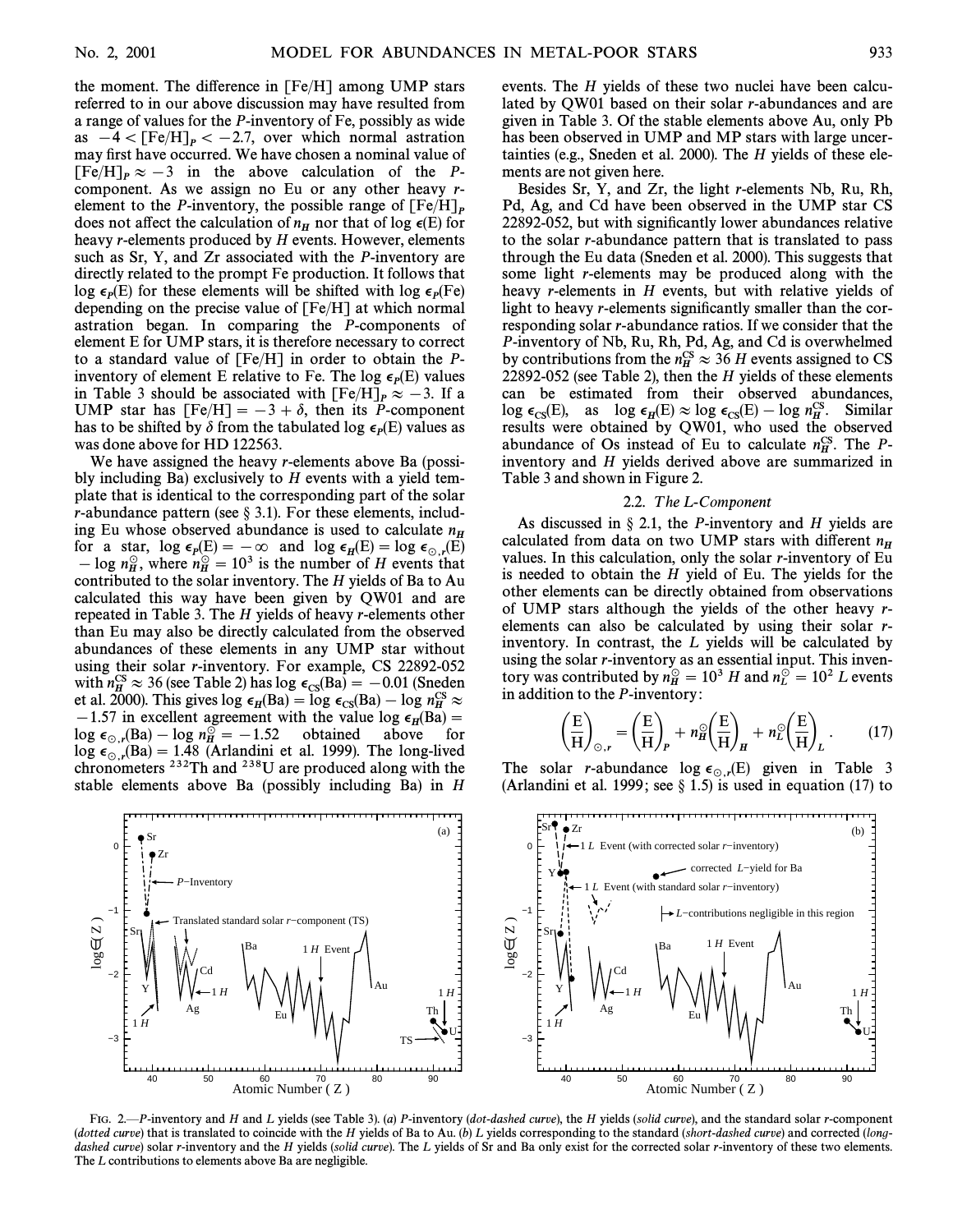the moment. The difference in [Fe/H] among UMP stars referred to in our above discussion may have resulted from a range of values for the *P*-inventory of Fe, possibly as wide as $-4 < [\mathrm{Fe/H}]_P < -2.7$, over which normal astration may first have occurred. We have chosen a nominal value of $[\mathrm{Fe/H}]_P \approx -3$ in the above calculation of the *P*-component. As we assign no Eu or any other heavy *r*-element to the *P*-inventory, the possible range of $[\mathrm{Fe/H}]_P$ does not affect the calculation of $n_H$ nor that of $\log \epsilon(\mathrm{E})$ for heavy *r*-elements produced by *H* events. However, elements such as Sr, Y, and Zr associated with the *P*-inventory are directly related to the prompt Fe production. It follows that $\log \epsilon_P(\mathrm{E})$ for these elements will be shifted with $\log \epsilon_P(\mathrm{Fe})$ depending on the precise value of [Fe/H] at which normal astration began. In comparing the *P*-components of element E for UMP stars, it is therefore necessary to correct to a standard value of [Fe/H] in order to obtain the *P*-inventory of element E relative to Fe. The $\log \epsilon_P(\mathrm{E})$ values in Table 3 should be associated with $[\mathrm{Fe/H}]_P \approx -3$. If a UMP star has $[\mathrm{Fe/H}] = -3 + \delta$, then its *P*-component has to be shifted by $\delta$ from the tabulated $\log \epsilon_P(\mathrm{E})$ values as was done above for HD 122563.

We have assigned the heavy *r*-elements above Ba (possibly including Ba) exclusively to *H* events with a yield template that is identical to the corresponding part of the solar *r*-abundance pattern (see § 3.1). For these elements, including Eu whose observed abundance is used to calculate $n_H$ for a star, $\log \epsilon_P(\mathrm{E}) = -\infty$ and $\log \epsilon_H(\mathrm{E}) = \log \epsilon_{\odot,r}(\mathrm{E}) - \log n_H^{\odot}$, where $n_H^{\odot} = 10^3$ is the number of *H* events that contributed to the solar inventory. The *H* yields of Ba to Au calculated this way have been given by QW01 and are repeated in Table 3. The *H* yields of heavy *r*-elements other than Eu may also be directly calculated from the observed abundances of these elements in any UMP star without using their solar *r*-inventory. For example, CS 22892-052 with $n_H^{\mathrm{CS}} \approx 36$ (see Table 2) has $\log \epsilon_{\mathrm{CS}}(\mathrm{Ba}) = -0.01$ (Sneden et al. 2000). This gives $\log \epsilon_H(\mathrm{Ba}) = \log \epsilon_{\mathrm{CS}}(\mathrm{Ba}) - \log n_H^{\mathrm{CS}} \approx -1.57$ in excellent agreement with the value $\log \epsilon_H(\mathrm{Ba}) = \log \epsilon_{\odot,r}(\mathrm{Ba}) - \log n_H^{\odot} = -1.52$ obtained above for $\log \epsilon_{\odot,r}(\mathrm{Ba}) = 1.48$ (Arlandini et al. 1999). The long-lived chronometers $^{232}$Th and $^{238}$U are produced along with the stable elements above Ba (possibly including Ba) in *H* events. The *H* yields of these two nuclei have been calculated by QW01 based on their solar *r*-abundances and are given in Table 3. Of the stable elements above Au, only Pb has been observed in UMP and MP stars with large uncertainties (e.g., Sneden et al. 2000). The *H* yields of these elements are not given here.

Besides Sr, Y, and Zr, the light *r*-elements Nb, Ru, Rh, Pd, Ag, and Cd have been observed in the UMP star CS 22892-052, but with significantly lower abundances relative to the solar *r*-abundance pattern that is translated to pass through the Eu data (Sneden et al. 2000). This suggests that some light *r*-elements may be produced along with the heavy *r*-elements in *H* events, but with relative yields of light to heavy *r*-elements significantly smaller than the corresponding solar *r*-abundance ratios. If we consider that the *P*-inventory of Nb, Ru, Rh, Pd, Ag, and Cd is overwhelmed by contributions from the $n_H^{\mathrm{CS}} \approx 36$ *H* events assigned to CS 22892-052 (see Table 2), then the *H* yields of these elements can be estimated from their observed abundances, $\log \epsilon_{\mathrm{CS}}(\mathrm{E})$, as $\log \epsilon_H(\mathrm{E}) \approx \log \epsilon_{\mathrm{CS}}(\mathrm{E}) - \log n_H^{\mathrm{CS}}$. Similar results were obtained by QW01, who used the observed abundance of Os instead of Eu to calculate $n_H^{\mathrm{CS}}$. The *P*-inventory and *H* yields derived above are summarized in Table 3 and shown in Figure 2.

### 2.2. *The L-Component*

As discussed in § 2.1, the *P*-inventory and *H* yields are calculated from data on two UMP stars with different $n_H$ values. In this calculation, only the solar *r*-inventory of Eu is needed to obtain the *H* yield of Eu. The yields for the other elements can be directly obtained from observations of UMP stars although the yields of the other heavy *r*-elements can also be calculated by using their solar *r*-inventory. In contrast, the *L* yields will be calculated by using the solar *r*-inventory as an essential input. This inventory was contributed by $n_H^{\odot} = 10^3$ *H* and $n_L^{\odot} = 10^2$ *L* events in addition to the *P*-inventory:

$$\left(\frac{\mathrm{E}}{\mathrm{H}}\right)_{\odot,r} = \left(\frac{\mathrm{E}}{\mathrm{H}}\right)_P + n_H^{\odot}\left(\frac{\mathrm{E}}{\mathrm{H}}\right)_H + n_L^{\odot}\left(\frac{\mathrm{E}}{\mathrm{H}}\right)_L . \quad (17)$$

The solar *r*-abundance $\log \epsilon_{\odot,r}(\mathrm{E})$ given in Table 3 (Arlandini et al. 1999; see § 1.5) is used in equation (17) to

FIG. 2.—*P*-inventory and *H* and *L* yields (see Table 3). (*a*) *P*-inventory (*dot-dashed curve*), the *H* yields (*solid curve*), and the standard solar *r*-component (*dotted curve*) that is translated to coincide with the *H* yields of Ba to Au. (*b*) *L* yields corresponding to the standard (*short-dashed curve*) and corrected (*long-dashed curve*) solar *r*-inventory and the *H* yields (*solid curve*). The *L* yields of Sr and Ba only exist for the corrected solar *r*-inventory of these two elements. The *L* contributions to elements above Ba are negligible.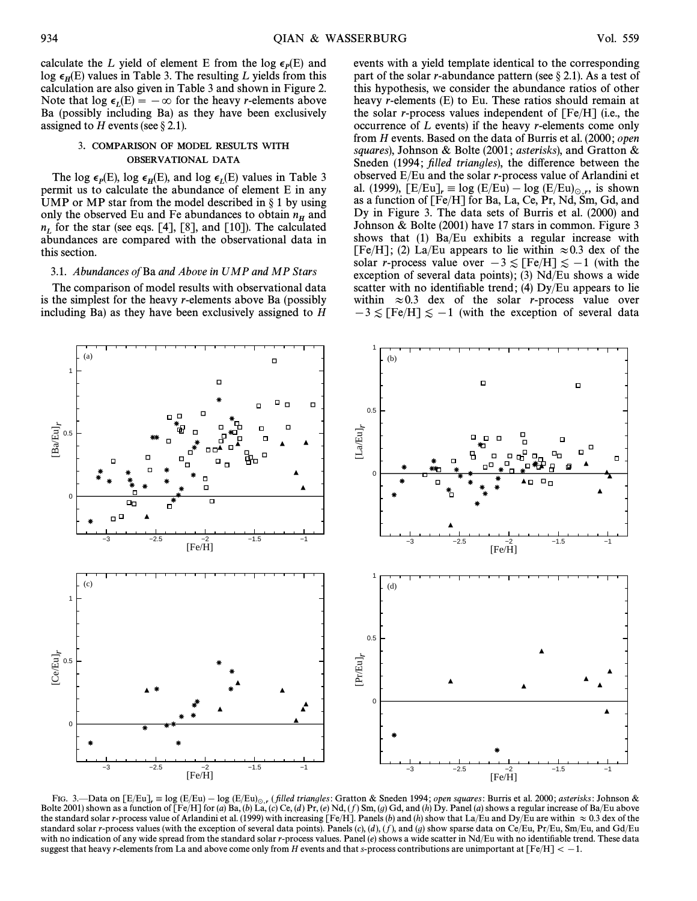calculate the $L$ yield of element E from the $\log \epsilon_P(\mathrm{E})$ and $\log \epsilon_H(\mathrm{E})$ values in Table 3. The resulting $L$ yields from this calculation are also given in Table 3 and shown in Figure 2. Note that $\log \epsilon_L(\mathrm{E}) = -\infty$ for the heavy $r$-elements above Ba (possibly including Ba) as they have been exclusively assigned to $H$ events (see § 2.1).

## 3. COMPARISON OF MODEL RESULTS WITH OBSERVATIONAL DATA

The $\log \epsilon_P(\mathrm{E})$, $\log \epsilon_H(\mathrm{E})$, and $\log \epsilon_L(\mathrm{E})$ values in Table 3 permit us to calculate the abundance of element E in any UMP or MP star from the model described in § 1 by using only the observed Eu and Fe abundances to obtain $n_H$ and $n_L$ for the star (see eqs. [4], [8], and [10]). The calculated abundances are compared with the observational data in this section.

### 3.1. *Abundances of* Ba *and Above in UMP and MP Stars*

The comparison of model results with observational data is the simplest for the heavy $r$-elements above Ba (possibly including Ba) as they have been exclusively assigned to $H$ events with a yield template identical to the corresponding part of the solar $r$-abundance pattern (see § 2.1). As a test of this hypothesis, we consider the abundance ratios of other heavy $r$-elements (E) to Eu. These ratios should remain at the solar $r$-process values independent of [Fe/H] (i.e., the occurrence of $L$ events) if the heavy $r$-elements come only from $H$ events. Based on the data of Burris et al. (2000; *open squares*), Johnson & Bolte (2001; *asterisks*), and Gratton & Sneden (1994; *filled triangles*), the difference between the observed E/Eu and the solar $r$-process value of Arlandini et al. (1999), $[\mathrm{E/Eu}]_r \equiv \log(\mathrm{E/Eu}) - \log(\mathrm{E/Eu})_{\odot,r}$, is shown as a function of [Fe/H] for Ba, La, Ce, Pr, Nd, Sm, Gd, and Dy in Figure 3. The data sets of Burris et al. (2000) and Johnson & Bolte (2001) have 17 stars in common. Figure 3 shows that (1) Ba/Eu exhibits a regular increase with [Fe/H]; (2) La/Eu appears to lie within $\approx 0.3$ dex of the solar $r$-process value over $-3 \lesssim [\mathrm{Fe/H}] \lesssim -1$ (with the exception of several data points); (3) Nd/Eu shows a wide scatter with no identifiable trend; (4) Dy/Eu appears to lie within $\approx 0.3$ dex of the solar $r$-process value over $-3 \lesssim [\mathrm{Fe/H}] \lesssim -1$ (with the exception of several data

FIG. 3.—Data on $[\mathrm{E/Eu}]_r \equiv \log(\mathrm{E/Eu}) - \log(\mathrm{E/Eu})_{\odot,r}$ (*filled triangles*: Gratton & Sneden 1994; *open squares*: Burris et al. 2000; *asterisks*: Johnson & Bolte 2001) shown as a function of [Fe/H] for (*a*) Ba, (*b*) La, (*c*) Ce, (*d*) Pr, (*e*) Nd, (*f*) Sm, (*g*) Gd, and (*h*) Dy. Panel (*a*) shows a regular increase of Ba/Eu above the standard solar $r$-process value of Arlandini et al. (1999) with increasing [Fe/H]. Panels (*b*) and (*h*) show that La/Eu and Dy/Eu are within $\approx 0.3$ dex of the standard solar $r$-process values (with the exception of several data points). Panels (*c*), (*d*), (*f*), and (*g*) show sparse data on Ce/Eu, Pr/Eu, Sm/Eu, and Gd/Eu with no indication of any wide spread from the standard solar $r$-process values. Panel (*e*) shows a wide scatter in Nd/Eu with no identifiable trend. These data suggest that heavy $r$-elements from La and above come only from $H$ events and that $s$-process contributions are unimportant at $[\mathrm{Fe/H}] < -1$.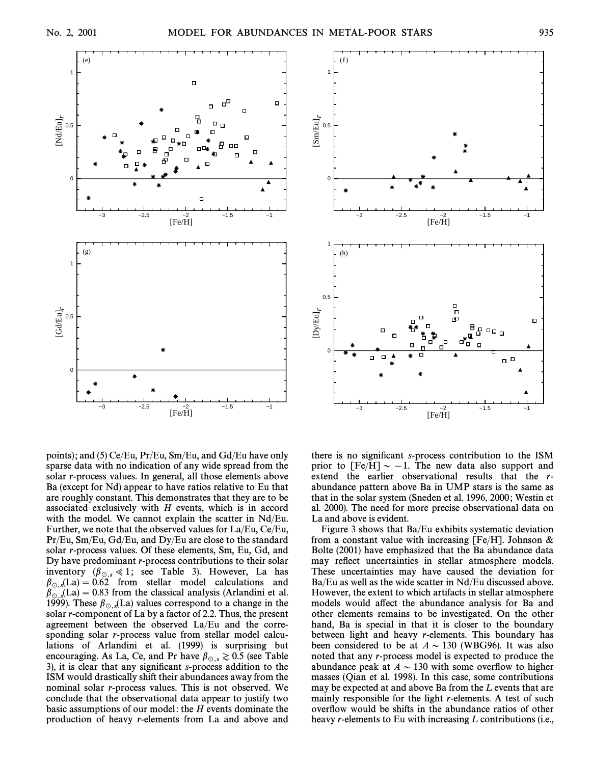points); and (5) Ce/Eu, Pr/Eu, Sm/Eu, and Gd/Eu have only sparse data with no indication of any wide spread from the solar *r*-process values. In general, all those elements above Ba (except for Nd) appear to have ratios relative to Eu that are roughly constant. This demonstrates that they are to be associated exclusively with *H* events, which is in accord with the model. We cannot explain the scatter in Nd/Eu. Further, we note that the observed values for La/Eu, Ce/Eu, Pr/Eu, Sm/Eu, Gd/Eu, and Dy/Eu are close to the standard solar *r*-process values. Of these elements, Sm, Eu, Gd, and Dy have predominant *r*-process contributions to their solar inventory ($\beta_{\odot,s} \ll 1$; see Table 3). However, La has $\beta_{\odot,s}(\text{La}) = 0.62$ from stellar model calculations and $\beta_{\odot,s}(\text{La}) = 0.83$ from the classical analysis (Arlandini et al. 1999). These $\beta_{\odot,s}(\text{La})$ values correspond to a change in the solar *r*-component of La by a factor of 2.2. Thus, the present agreement between the observed La/Eu and the corresponding solar *r*-process value from stellar model calculations of Arlandini et al. (1999) is surprising but encouraging. As La, Ce, and Pr have $\beta_{\odot,s} \gtrsim 0.5$ (see Table 3), it is clear that any significant *s*-process addition to the ISM would drastically shift their abundances away from the nominal solar *r*-process values. This is not observed. We conclude that the observational data appear to justify two basic assumptions of our model: the *H* events dominate the production of heavy *r*-elements from La and above and there is no significant *s*-process contribution to the ISM prior to $[\text{Fe/H}] \sim -1$. The new data also support and extend the earlier observational results that the *r*-abundance pattern above Ba in UMP stars is the same as that in the solar system (Sneden et al. 1996, 2000; Westin et al. 2000). The need for more precise observational data on La and above is evident.

Figure 3 shows that Ba/Eu exhibits systematic deviation from a constant value with increasing [Fe/H]. Johnson & Bolte (2001) have emphasized that the Ba abundance data may reflect uncertainties in stellar atmosphere models. These uncertainties may have caused the deviation for Ba/Eu as well as the wide scatter in Nd/Eu discussed above. However, the extent to which artifacts in stellar atmosphere models would affect the abundance analysis for Ba and other elements remains to be investigated. On the other hand, Ba is special in that it is closer to the boundary between light and heavy *r*-elements. This boundary has been considered to be at $A \sim 130$ (WBG96). It was also noted that any *r*-process model is expected to produce the abundance peak at $A \sim 130$ with some overflow to higher masses (Qian et al. 1998). In this case, some contributions may be expected at and above Ba from the *L* events that are mainly responsible for the light *r*-elements. A test of such overflow would be shifts in the abundance ratios of other heavy *r*-elements to Eu with increasing *L* contributions (i.e.,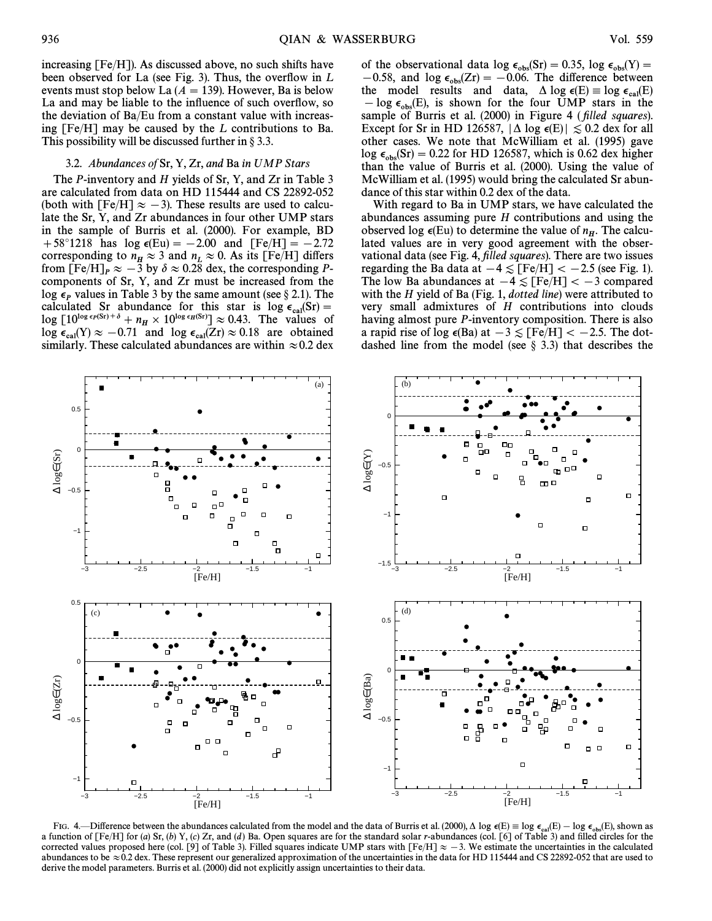increasing [Fe/H]). As discussed above, no such shifts have been observed for La (see Fig. 3). Thus, the overflow in $L$ events must stop below La ($A = 139$). However, Ba is below La and may be liable to the influence of such overflow, so the deviation of Ba/Eu from a constant value with increasing [Fe/H] may be caused by the $L$ contributions to Ba. This possibility will be discussed further in § 3.3.

### 3.2. *Abundances of* Sr, Y, Zr, *and* Ba *in UMP Stars*

The $P$-inventory and $H$ yields of Sr, Y, and Zr in Table 3 are calculated from data on HD 115444 and CS 22892-052 (both with $[\mathrm{Fe/H}] \approx -3$). These results are used to calculate the Sr, Y, and Zr abundances in four other UMP stars in the sample of Burris et al. (2000). For example, BD $+58°1218$ has $\log \epsilon(\mathrm{Eu}) = -2.00$ and $[\mathrm{Fe/H}] = -2.72$ corresponding to $n_H \approx 3$ and $n_L \approx 0$. As its [Fe/H] differs from $[\mathrm{Fe/H}]_P \approx -3$ by $\delta \approx 0.28$ dex, the corresponding $P$-components of Sr, Y, and Zr must be increased from the $\log \epsilon_P$ values in Table 3 by the same amount (see § 2.1). The calculated Sr abundance for this star is $\log \epsilon_{\mathrm{cal}}(\mathrm{Sr}) = \log [10^{\log \epsilon_P(\mathrm{Sr}) + \delta} + n_H \times 10^{\log \epsilon_H(\mathrm{Sr})}] \approx 0.43$. The values of $\log \epsilon_{\mathrm{cal}}(\mathrm{Y}) \approx -0.71$ and $\log \epsilon_{\mathrm{cal}}(\mathrm{Zr}) \approx 0.18$ are obtained similarly. These calculated abundances are within $\approx 0.2$ dex of the observational data $\log \epsilon_{\mathrm{obs}}(\mathrm{Sr}) = 0.35$, $\log \epsilon_{\mathrm{obs}}(\mathrm{Y}) = -0.58$, and $\log \epsilon_{\mathrm{obs}}(\mathrm{Zr}) = -0.06$. The difference between the model results and data, $\Delta \log \epsilon(\mathrm{E}) \equiv \log \epsilon_{\mathrm{cal}}(\mathrm{E}) - \log \epsilon_{\mathrm{obs}}(\mathrm{E})$, is shown for the four UMP stars in the sample of Burris et al. (2000) in Figure 4 (*filled squares*). Except for Sr in HD 126587, $|\Delta \log \epsilon(\mathrm{E})| \lesssim 0.2$ dex for all other cases. We note that McWilliam et al. (1995) gave $\log \epsilon_{\mathrm{obs}}(\mathrm{Sr}) = 0.22$ for HD 126587, which is 0.62 dex higher than the value of Burris et al. (2000). Using the value of McWilliam et al. (1995) would bring the calculated Sr abundance of this star within 0.2 dex of the data.

With regard to Ba in UMP stars, we have calculated the abundances assuming pure $H$ contributions and using the observed $\log \epsilon(\mathrm{Eu})$ to determine the value of $n_H$. The calculated values are in very good agreement with the observational data (see Fig. 4, *filled squares*). There are two issues regarding the Ba data at $-4 \lesssim [\mathrm{Fe/H}] < -2.5$ (see Fig. 1). The low Ba abundances at $-4 \lesssim [\mathrm{Fe/H}] < -3$ compared with the $H$ yield of Ba (Fig. 1, *dotted line*) were attributed to very small admixtures of $H$ contributions into clouds having almost pure $P$-inventory composition. There is also a rapid rise of $\log \epsilon(\mathrm{Ba})$ at $-3 \lesssim [\mathrm{Fe/H}] < -2.5$. The dot-dashed line from the model (see § 3.3) that describes the

Fig. 4.—Difference between the abundances calculated from the model and the data of Burris et al. (2000), $\Delta \log \epsilon(\mathrm{E}) \equiv \log \epsilon_{\mathrm{cal}}(\mathrm{E}) - \log \epsilon_{\mathrm{obs}}(\mathrm{E})$, shown as a function of [Fe/H] for (*a*) Sr, (*b*) Y, (*c*) Zr, and (*d*) Ba. Open squares are for the standard solar $r$-abundances (col. [6] of Table 3) and filled circles for the corrected values proposed here (col. [9] of Table 3). Filled squares indicate UMP stars with $[\mathrm{Fe/H}] \approx -3$. We estimate the uncertainties in the calculated abundances to be $\approx 0.2$ dex. These represent our generalized approximation of the uncertainties in the data for HD 115444 and CS 22892-052 that are used to derive the model parameters. Burris et al. (2000) did not explicitly assign uncertainties to their data.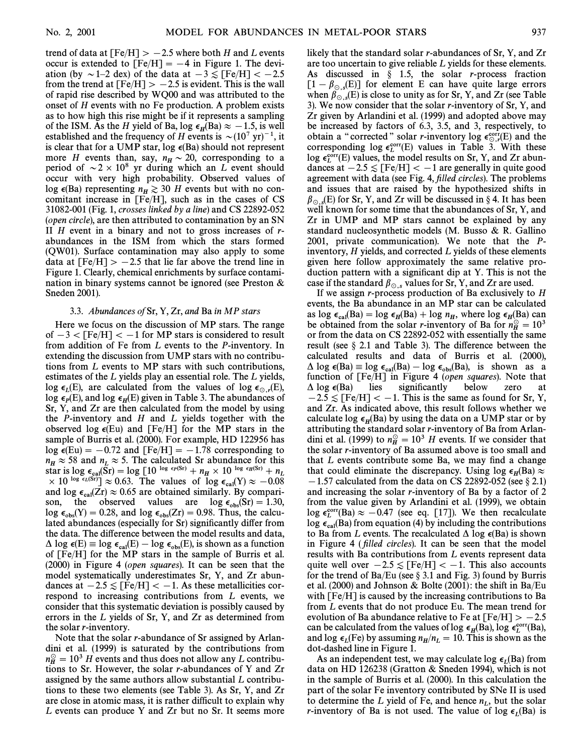trend of data at $[\mathrm{Fe/H}] > -2.5$ where both $H$ and $L$ events occur is extended to $[\mathrm{Fe/H}] = -4$ in Figure 1. The deviation (by $\sim$1–2 dex) of the data at $-3 \lesssim [\mathrm{Fe/H}] < -2.5$ from the trend at $[\mathrm{Fe/H}] > -2.5$ is evident. This is the wall of rapid rise described by WQ00 and was attributed to the onset of $H$ events with no Fe production. A problem exists as to how high this rise might be if it represents a sampling of the ISM. As the $H$ yield of Ba, $\log \epsilon_H(\mathrm{Ba}) \approx -1.5$, is well established and the frequency of $H$ events is $\sim(10^7\ \mathrm{yr})^{-1}$, it is clear that for a UMP star, $\log \epsilon(\mathrm{Ba})$ should not represent more $H$ events than, say, $n_H \sim 20$, corresponding to a period of $\sim 2 \times 10^8$ yr during which an $L$ event should occur with very high probability. Observed values of $\log \epsilon(\mathrm{Ba})$ representing $n_H \gtrsim 30$ $H$ events but with no concomitant increase in [Fe/H], such as in the cases of CS 31082-001 (Fig. 1, *crosses linked by a line*) and CS 22892-052 (*open circle*), are then attributed to contamination by an SN II $H$ event in a binary and not to gross increases of $r$-abundances in the ISM from which the stars formed (QW01). Surface contamination may also apply to some data at $[\mathrm{Fe/H}] > -2.5$ that lie far above the trend line in Figure 1. Clearly, chemical enrichments by surface contamination in binary systems cannot be ignored (see Preston & Sneden 2001).

### 3.3. *Abundances of* Sr, Y, Zr, *and* Ba *in MP stars*

Here we focus on the discussion of MP stars. The range of $-3 < [\mathrm{Fe/H}] < -1$ for MP stars is considered to result from addition of Fe from $L$ events to the $P$-inventory. In extending the discussion from UMP stars with no contributions from $L$ events to MP stars with such contributions, estimates of the $L$ yields play an essential role. The $L$ yields, $\log \epsilon_L(\mathrm{E})$, are calculated from the values of $\log \epsilon_{\odot,r}(\mathrm{E})$, $\log \epsilon_P(\mathrm{E})$, and $\log \epsilon_H(\mathrm{E})$ given in Table 3. The abundances of Sr, Y, and Zr are then calculated from the model by using the $P$-inventory and $H$ and $L$ yields together with the observed $\log \epsilon(\mathrm{Eu})$ and [Fe/H] for the MP stars in the sample of Burris et al. (2000). For example, HD 122956 has $\log \epsilon(\mathrm{Eu}) = -0.72$ and $[\mathrm{Fe/H}] = -1.78$ corresponding to $n_H \approx 58$ and $n_L \approx 5$. The calculated Sr abundance for this star is $\log \epsilon_{\mathrm{cal}}(\mathrm{Sr}) = \log [10^{\log \epsilon_P(\mathrm{Sr})} + n_H \times 10^{\log \epsilon_H(\mathrm{Sr})} + n_L \times 10^{\log \epsilon_L(\mathrm{Sr})}] \approx 0.63$. The values of $\log \epsilon_{\mathrm{cal}}(\mathrm{Y}) \approx -0.08$ and $\log \epsilon_{\mathrm{cal}}(\mathrm{Zr}) \approx 0.65$ are obtained similarly. By comparison, the observed values are $\log \epsilon_{\mathrm{obs}}(\mathrm{Sr}) = 1.30$, $\log \epsilon_{\mathrm{obs}}(\mathrm{Y}) = 0.28$, and $\log \epsilon_{\mathrm{obs}}(\mathrm{Zr}) = 0.98$. Thus, the calculated abundances (especially for Sr) significantly differ from the data. The difference between the model results and data, $\Delta \log \epsilon(\mathrm{E}) \equiv \log \epsilon_{\mathrm{cal}}(\mathrm{E}) - \log \epsilon_{\mathrm{obs}}(\mathrm{E})$, is shown as a function of [Fe/H] for the MP stars in the sample of Burris et al. (2000) in Figure 4 (*open squares*). It can be seen that the model systematically underestimates Sr, Y, and Zr abundances at $-2.5 \lesssim [\mathrm{Fe/H}] < -1$. As these metallicities correspond to increasing contributions from $L$ events, we consider that this systematic deviation is possibly caused by errors in the $L$ yields of Sr, Y, and Zr as determined from the solar $r$-inventory.

Note that the solar $r$-abundance of Sr assigned by Arlandini et al. (1999) is saturated by the contributions from $n_H^{\odot} = 10^3$ $H$ events and thus does not allow any $L$ contributions to Sr. However, the solar $r$-abundances of Y and Zr assigned by the same authors allow substantial $L$ contributions to these two elements (see Table 3). As Sr, Y, and Zr are close in atomic mass, it is rather difficult to explain why $L$ events can produce Y and Zr but no Sr. It seems more likely that the standard solar $r$-abundances of Sr, Y, and Zr are too uncertain to give reliable $L$ yields for these elements. As discussed in § 1.5, the solar $r$-process fraction $[1 - \beta_{\odot,s}(\mathrm{E})]$ for element E can have quite large errors when $\beta_{\odot,s}(\mathrm{E})$ is close to unity as for Sr, Y, and Zr (see Table 3). We now consider that the solar $r$-inventory of Sr, Y, and Zr given by Arlandini et al. (1999) and adopted above may be increased by factors of 6.3, 3.5, and 3, respectively, to obtain a "corrected" solar $r$-inventory $\log \epsilon_{\odot,r}^{\mathrm{corr}}(\mathrm{E})$ and the corresponding $\log \epsilon_L^{\mathrm{corr}}(\mathrm{E})$ values in Table 3. With these $\log \epsilon_L^{\mathrm{corr}}(\mathrm{E})$ values, the model results on Sr, Y, and Zr abundances at $-2.5 \lesssim [\mathrm{Fe/H}] < -1$ are generally in quite good agreement with data (see Fig. 4, *filled circles*). The problems and issues that are raised by the hypothesized shifts in $\beta_{\odot,s}(\mathrm{E})$ for Sr, Y, and Zr will be discussed in § 4. It has been well known for some time that the abundances of Sr, Y, and Zr in UMP and MP stars cannot be explained by any standard nucleosynthetic models (M. Busso & R. Gallino 2001, private communication). We note that the $P$-inventory, $H$ yields, and corrected $L$ yields of these elements given here follow approximately the same relative production pattern with a significant dip at Y. This is not the case if the standard $\beta_{\odot,s}$ values for Sr, Y, and Zr are used.

If we assign $r$-process production of Ba exclusively to $H$ events, the Ba abundance in an MP star can be calculated as $\log \epsilon_{\mathrm{cal}}(\mathrm{Ba}) = \log \epsilon_H(\mathrm{Ba}) + \log n_H$, where $\log \epsilon_H(\mathrm{Ba})$ can be obtained from the solar $r$-inventory of Ba for $n_H^{\odot} = 10^3$ or from the data on CS 22892-052 with essentially the same result (see § 2.1 and Table 3). The difference between the calculated results and data of Burris et al. (2000), $\Delta \log \epsilon(\mathrm{Ba}) \equiv \log \epsilon_{\mathrm{cal}}(\mathrm{Ba}) - \log \epsilon_{\mathrm{obs}}(\mathrm{Ba})$, is shown as a function of [Fe/H] in Figure 4 (*open squares*). Note that $\Delta \log \epsilon(\mathrm{Ba})$ lies significantly below zero at $-2.5 \lesssim [\mathrm{Fe/H}] < -1$. This is the same as found for Sr, Y, and Zr. As indicated above, this result follows whether we calculate $\log \epsilon_H(\mathrm{Ba})$ by using the data on a UMP star or by attributing the standard solar $r$-inventory of Ba from Arlandini et al. (1999) to $n_H^{\odot} = 10^3$ $H$ events. If we consider that the solar $r$-inventory of Ba assumed above is too small and that $L$ events contribute some Ba, we may find a change that could eliminate the discrepancy. Using $\log \epsilon_H(\mathrm{Ba}) \approx -1.57$ calculated from the data on CS 22892-052 (see § 2.1) and increasing the solar $r$-inventory of Ba by a factor of 2 from the value given by Arlandini et al. (1999), we obtain $\log \epsilon_L^{\mathrm{corr}}(\mathrm{Ba}) \approx -0.47$ (see eq. [17]). We then recalculate $\log \epsilon_{\mathrm{cal}}(\mathrm{Ba})$ from equation (4) by including the contributions to Ba from $L$ events. The recalculated $\Delta \log \epsilon(\mathrm{Ba})$ is shown in Figure 4 (*filled circles*). It can be seen that the model results with Ba contributions from $L$ events represent data quite well over $-2.5 \lesssim [\mathrm{Fe/H}] < -1$. This also accounts for the trend of Ba/Eu (see § 3.1 and Fig. 3) found by Burris et al. (2000) and Johnson & Bolte (2001): the shift in Ba/Eu with [Fe/H] is caused by the increasing contributions to Ba from $L$ events that do not produce Eu. The mean trend for evolution of Ba abundance relative to Fe at $[\mathrm{Fe/H}] > -2.5$ can be calculated from the values of $\log \epsilon_H(\mathrm{Ba})$, $\log \epsilon_L^{\mathrm{corr}}(\mathrm{Ba})$, and $\log \epsilon_L(\mathrm{Fe})$ by assuming $n_H/n_L = 10$. This is shown as the dot-dashed line in Figure 1.

As an independent test, we may calculate $\log \epsilon_L(\mathrm{Ba})$ from data on HD 126238 (Gratton & Sneden 1994), which is not in the sample of Burris et al. (2000). In this calculation the part of the solar Fe inventory contributed by SNe II is used to determine the $L$ yield of Fe, and hence $n_L$, but the solar $r$-inventory of Ba is not used. The value of $\log \epsilon_L(\mathrm{Ba})$ is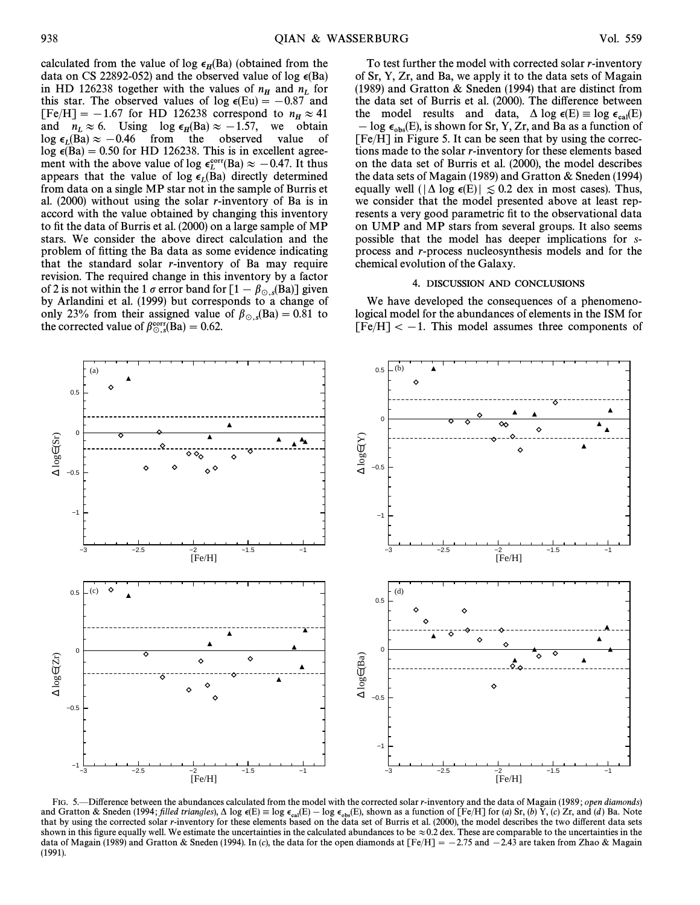calculated from the value of $\log \epsilon_H(\text{Ba})$ (obtained from the data on CS 22892-052) and the observed value of $\log \epsilon(\text{Ba})$ in HD 126238 together with the values of $n_H$ and $n_L$ for this star. The observed values of $\log \epsilon(\text{Eu}) = -0.87$ and $[\text{Fe/H}] = -1.67$ for HD 126238 correspond to $n_H \approx 41$ and $n_L \approx 6$. Using $\log \epsilon_H(\text{Ba}) \approx -1.57$, we obtain $\log \epsilon_L(\text{Ba}) \approx -0.46$ from the observed value of $\log \epsilon(\text{Ba}) = 0.50$ for HD 126238. This is in excellent agreement with the above value of $\log \epsilon_L^{\text{corr}}(\text{Ba}) \approx -0.47$. It thus appears that the value of $\log \epsilon_L(\text{Ba})$ directly determined from data on a single MP star not in the sample of Burris et al. (2000) without using the solar $r$-inventory of Ba is in accord with the value obtained by changing this inventory to fit the data of Burris et al. (2000) on a large sample of MP stars. We consider the above direct calculation and the problem of fitting the Ba data as some evidence indicating that the standard solar $r$-inventory of Ba may require revision. The required change in this inventory by a factor of 2 is not within the 1 $\sigma$ error band for $[1 - \beta_{\odot,s}(\text{Ba})]$ given by Arlandini et al. (1999) but corresponds to a change of only 23% from their assigned value of $\beta_{\odot,s}(\text{Ba}) = 0.81$ to the corrected value of $\beta_{\odot,s}^{\text{corr}}(\text{Ba}) = 0.62$.

To test further the model with corrected solar $r$-inventory of Sr, Y, Zr, and Ba, we apply it to the data sets of Magain (1989) and Gratton & Sneden (1994) that are distinct from the data set of Burris et al. (2000). The difference between the model results and data, $\Delta \log \epsilon(\text{E}) \equiv \log \epsilon_{\text{cal}}(\text{E}) - \log \epsilon_{\text{obs}}(\text{E})$, is shown for Sr, Y, Zr, and Ba as a function of [Fe/H] in Figure 5. It can be seen that by using the corrections made to the solar $r$-inventory for these elements based on the data set of Burris et al. (2000), the model describes the data sets of Magain (1989) and Gratton & Sneden (1994) equally well ($|\Delta \log \epsilon(\text{E})| \lesssim 0.2$ dex in most cases). Thus, we consider that the model presented above at least represents a very good parametric fit to the observational data on UMP and MP stars from several groups. It also seems possible that the model has deeper implications for $s$-process and $r$-process nucleosynthesis models and for the chemical evolution of the Galaxy.

## 4. DISCUSSION AND CONCLUSIONS

We have developed the consequences of a phenomenological model for the abundances of elements in the ISM for $[\text{Fe/H}] < -1$. This model assumes three components of

FIG. 5.—Difference between the abundances calculated from the model with the corrected solar $r$-inventory and the data of Magain (1989; *open diamonds*) and Gratton & Sneden (1994; *filled triangles*), $\Delta \log \epsilon(\text{E}) \equiv \log \epsilon_{\text{cal}}(\text{E}) - \log \epsilon_{\text{obs}}(\text{E})$, shown as a function of [Fe/H] for (*a*) Sr, (*b*) Y, (*c*) Zr, and (*d*) Ba. Note that by using the corrected solar $r$-inventory for these elements based on the data set of Burris et al. (2000), the model describes the two different data sets shown in this figure equally well. We estimate the uncertainties in the calculated abundances to be $\approx 0.2$ dex. These are comparable to the uncertainties in the data of Magain (1989) and Gratton & Sneden (1994). In (*c*), the data for the open diamonds at $[\text{Fe/H}] = -2.75$ and $-2.43$ are taken from Zhao & Magain (1991).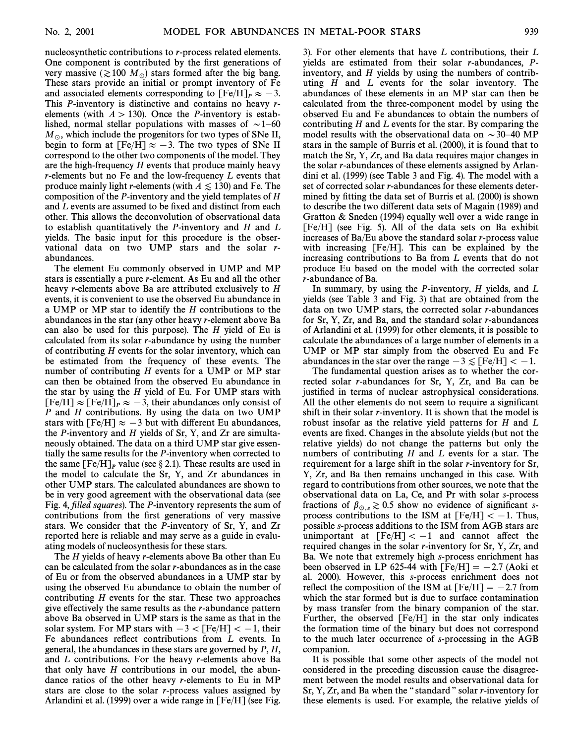nucleosynthetic contributions to *r*-process related elements. One component is contributed by the first generations of very massive ($\gtrsim 100\ M_\odot$) stars formed after the big bang. These stars provide an initial or prompt inventory of Fe and associated elements corresponding to $[\mathrm{Fe/H}]_P \approx -3$. This *P*-inventory is distinctive and contains no heavy *r*-elements (with $A > 130$). Once the *P*-inventory is established, normal stellar populations with masses of $\sim 1$–$60\ M_\odot$, which include the progenitors for two types of SNe II, begin to form at $[\mathrm{Fe/H}] \approx -3$. The two types of SNe II correspond to the other two components of the model. They are the high-frequency *H* events that produce mainly heavy *r*-elements but no Fe and the low-frequency *L* events that produce mainly light *r*-elements (with $A \lesssim 130$) and Fe. The composition of the *P*-inventory and the yield templates of *H* and *L* events are assumed to be fixed and distinct from each other. This allows the deconvolution of observational data to establish quantitatively the *P*-inventory and *H* and *L* yields. The basic input for this procedure is the observational data on two UMP stars and the solar *r*-abundances.

The element Eu commonly observed in UMP and MP stars is essentially a pure *r*-element. As Eu and all the other heavy *r*-elements above Ba are attributed exclusively to *H* events, it is convenient to use the observed Eu abundance in a UMP or MP star to identify the *H* contributions to the abundances in the star (any other heavy *r*-element above Ba can also be used for this purpose). The *H* yield of Eu is calculated from its solar *r*-abundance by using the number of contributing *H* events for the solar inventory, which can be estimated from the frequency of these events. The number of contributing *H* events for a UMP or MP star can then be obtained from the observed Eu abundance in the star by using the *H* yield of Eu. For UMP stars with $[\mathrm{Fe/H}] \approx [\mathrm{Fe/H}]_P \approx -3$, their abundances only consist of *P* and *H* contributions. By using the data on two UMP stars with $[\mathrm{Fe/H}] \approx -3$ but with different Eu abundances, the *P*-inventory and *H* yields of Sr, Y, and Zr are simultaneously obtained. The data on a third UMP star give essentially the same results for the *P*-inventory when corrected to the same $[\mathrm{Fe/H}]_P$ value (see § 2.1). These results are used in the model to calculate the Sr, Y, and Zr abundances in other UMP stars. The calculated abundances are shown to be in very good agreement with the observational data (see Fig. 4, *filled squares*). The *P*-inventory represents the sum of contributions from the first generations of very massive stars. We consider that the *P*-inventory of Sr, Y, and Zr reported here is reliable and may serve as a guide in evaluating models of nucleosynthesis for these stars.

The *H* yields of heavy *r*-elements above Ba other than Eu can be calculated from the solar *r*-abundances as in the case of Eu or from the observed abundances in a UMP star by using the observed Eu abundance to obtain the number of contributing *H* events for the star. These two approaches give effectively the same results as the *r*-abundance pattern above Ba observed in UMP stars is the same as that in the solar system. For MP stars with $-3 < [\mathrm{Fe/H}] < -1$, their Fe abundances reflect contributions from *L* events. In general, the abundances in these stars are governed by *P*, *H*, and *L* contributions. For the heavy *r*-elements above Ba that only have *H* contributions in our model, the abundance ratios of the other heavy *r*-elements to Eu in MP stars are close to the solar *r*-process values assigned by Arlandini et al. (1999) over a wide range in [Fe/H] (see Fig. 3). For other elements that have *L* contributions, their *L* yields are estimated from their solar *r*-abundances, *P*-inventory, and *H* yields by using the numbers of contributing *H* and *L* events for the solar inventory. The abundances of these elements in an MP star can then be calculated from the three-component model by using the observed Eu and Fe abundances to obtain the numbers of contributing *H* and *L* events for the star. By comparing the model results with the observational data on $\sim 30$–$40$ MP stars in the sample of Burris et al. (2000), it is found that to match the Sr, Y, Zr, and Ba data requires major changes in the solar *r*-abundances of these elements assigned by Arlandini et al. (1999) (see Table 3 and Fig. 4). The model with a set of corrected solar *r*-abundances for these elements determined by fitting the data set of Burris et al. (2000) is shown to describe the two different data sets of Magain (1989) and Gratton & Sneden (1994) equally well over a wide range in [Fe/H] (see Fig. 5). All of the data sets on Ba exhibit increases of Ba/Eu above the standard solar *r*-process value with increasing [Fe/H]. This can be explained by the increasing contributions to Ba from *L* events that do not produce Eu based on the model with the corrected solar *r*-abundance of Ba.

In summary, by using the *P*-inventory, *H* yields, and *L* yields (see Table 3 and Fig. 3) that are obtained from the data on two UMP stars, the corrected solar *r*-abundances for Sr, Y, Zr, and Ba, and the standard solar *r*-abundances of Arlandini et al. (1999) for other elements, it is possible to calculate the abundances of a large number of elements in a UMP or MP star simply from the observed Eu and Fe abundances in the star over the range $-3 \lesssim [\mathrm{Fe/H}] < -1$.

The fundamental question arises as to whether the corrected solar *r*-abundances for Sr, Y, Zr, and Ba can be justified in terms of nuclear astrophysical considerations. All the other elements do not seem to require a significant shift in their solar *r*-inventory. It is shown that the model is robust insofar as the relative yield patterns for *H* and *L* events are fixed. Changes in the absolute yields (but not the relative yields) do not change the patterns but only the numbers of contributing *H* and *L* events for a star. The requirement for a large shift in the solar *r*-inventory for Sr, Y, Zr, and Ba then remains unchanged in this case. With regard to contributions from other sources, we note that the observational data on La, Ce, and Pr with solar *s*-process fractions of $\beta_{\odot,s} \gtrsim 0.5$ show no evidence of significant *s*-process contributions to the ISM at $[\mathrm{Fe/H}] < -1$. Thus, possible *s*-process additions to the ISM from AGB stars are unimportant at $[\mathrm{Fe/H}] < -1$ and cannot affect the required changes in the solar *r*-inventory for Sr, Y, Zr, and Ba. We note that extremely high *s*-process enrichment has been observed in LP 625-44 with $[\mathrm{Fe/H}] = -2.7$ (Aoki et al. 2000). However, this *s*-process enrichment does not reflect the composition of the ISM at $[\mathrm{Fe/H}] = -2.7$ from which the star formed but is due to surface contamination by mass transfer from the binary companion of the star. Further, the observed [Fe/H] in the star only indicates the formation time of the binary but does not correspond to the much later occurrence of *s*-processing in the AGB companion.

It is possible that some other aspects of the model not considered in the preceding discussion cause the disagreement between the model results and observational data for Sr, Y, Zr, and Ba when the "standard" solar *r*-inventory for these elements is used. For example, the relative yields of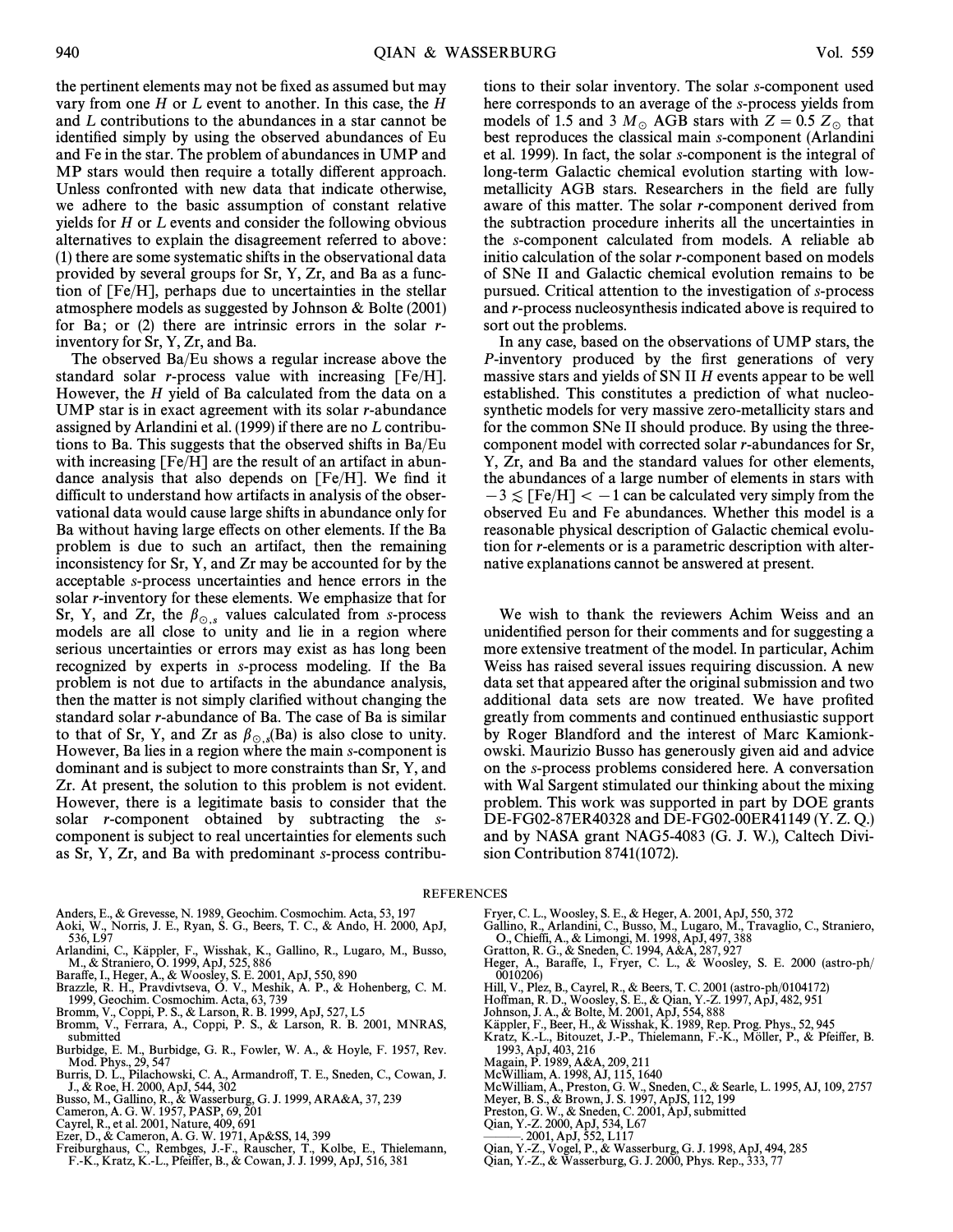the pertinent elements may not be fixed as assumed but may vary from one $H$ or $L$ event to another. In this case, the $H$ and $L$ contributions to the abundances in a star cannot be identified simply by using the observed abundances of Eu and Fe in the star. The problem of abundances in UMP and MP stars would then require a totally different approach. Unless confronted with new data that indicate otherwise, we adhere to the basic assumption of constant relative yields for $H$ or $L$ events and consider the following obvious alternatives to explain the disagreement referred to above: (1) there are some systematic shifts in the observational data provided by several groups for Sr, Y, Zr, and Ba as a function of [Fe/H], perhaps due to uncertainties in the stellar atmosphere models as suggested by Johnson & Bolte (2001) for Ba; or (2) there are intrinsic errors in the solar $r$-inventory for Sr, Y, Zr, and Ba.

The observed Ba/Eu shows a regular increase above the standard solar $r$-process value with increasing [Fe/H]. However, the $H$ yield of Ba calculated from the data on a UMP star is in exact agreement with its solar $r$-abundance assigned by Arlandini et al. (1999) if there are no $L$ contributions to Ba. This suggests that the observed shifts in Ba/Eu with increasing [Fe/H] are the result of an artifact in abundance analysis that also depends on [Fe/H]. We find it difficult to understand how artifacts in analysis of the observational data would cause large shifts in abundance only for Ba without having large effects on other elements. If the Ba problem is due to such an artifact, then the remaining inconsistency for Sr, Y, and Zr may be accounted for by the acceptable $s$-process uncertainties and hence errors in the solar $r$-inventory for these elements. We emphasize that for Sr, Y, and Zr, the $\beta_{\odot,s}$ values calculated from $s$-process models are all close to unity and lie in a region where serious uncertainties or errors may exist as has long been recognized by experts in $s$-process modeling. If the Ba problem is not due to artifacts in the abundance analysis, then the matter is not simply clarified without changing the standard solar $r$-abundance of Ba. The case of Ba is similar to that of Sr, Y, and Zr as $\beta_{\odot,s}$(Ba) is also close to unity. However, Ba lies in a region where the main $s$-component is dominant and is subject to more constraints than Sr, Y, and Zr. At present, the solution to this problem is not evident. However, there is a legitimate basis to consider that the solar $r$-component obtained by subtracting the $s$-component is subject to real uncertainties for elements such as Sr, Y, Zr, and Ba with predominant $s$-process contributions to their solar inventory. The solar $s$-component used here corresponds to an average of the $s$-process yields from models of 1.5 and 3 $M_\odot$ AGB stars with $Z = 0.5\ Z_\odot$ that best reproduces the classical main $s$-component (Arlandini et al. 1999). In fact, the solar $s$-component is the integral of long-term Galactic chemical evolution starting with low-metallicity AGB stars. Researchers in the field are fully aware of this matter. The solar $r$-component derived from the subtraction procedure inherits all the uncertainties in the $s$-component calculated from models. A reliable ab initio calculation of the solar $r$-component based on models of SNe II and Galactic chemical evolution remains to be pursued. Critical attention to the investigation of $s$-process and $r$-process nucleosynthesis indicated above is required to sort out the problems.

In any case, based on the observations of UMP stars, the $P$-inventory produced by the first generations of very massive stars and yields of SN II $H$ events appear to be well established. This constitutes a prediction of what nucleosynthetic models for very massive zero-metallicity stars and for the common SNe II should produce. By using the three-component model with corrected solar $r$-abundances for Sr, Y, Zr, and Ba and the standard values for other elements, the abundances of a large number of elements in stars with $-3 \lesssim$ [Fe/H] $< -1$ can be calculated very simply from the observed Eu and Fe abundances. Whether this model is a reasonable physical description of Galactic chemical evolution for $r$-elements or is a parametric description with alternative explanations cannot be answered at present.

We wish to thank the reviewers Achim Weiss and an unidentified person for their comments and for suggesting a more extensive treatment of the model. In particular, Achim Weiss has raised several issues requiring discussion. A new data set that appeared after the original submission and two additional data sets are now treated. We have profited greatly from comments and continued enthusiastic support by Roger Blandford and the interest of Marc Kamionkowski. Maurizio Busso has generously given aid and advice on the $s$-process problems considered here. A conversation with Wal Sargent stimulated our thinking about the mixing problem. This work was supported in part by DOE grants DE-FG02-87ER40328 and DE-FG02-00ER41149 (Y. Z. Q.) and by NASA grant NAG5-4083 (G. J. W.), Caltech Division Contribution 8741(1072).

## REFERENCES

Anders, E., & Grevesse, N. 1989, Geochim. Cosmochim. Acta, 53, 197
Aoki, W., Norris, J. E., Ryan, S. G., Beers, T. C., & Ando, H. 2000, ApJ, 536, L97
Arlandini, C., Käppler, F., Wisshak, K., Gallino, R., Lugaro, M., Busso, M., & Straniero, O. 1999, ApJ, 525, 886
Baraffe, I., Heger, A., & Woosley, S. E. 2001, ApJ, 550, 890
Brazzle, R. H., Pravdivtseva, O. V., Meshik, A. P., & Hohenberg, C. M. 1999, Geochim. Cosmochim. Acta, 63, 739
Bromm, V., Coppi, P. S., & Larson, R. B. 1999, ApJ, 527, L5
Bromm, V., Ferrara, A., Coppi, P. S., & Larson, R. B. 2001, MNRAS, submitted
Burbidge, E. M., Burbidge, G. R., Fowler, W. A., & Hoyle, F. 1957, Rev. Mod. Phys., 29, 547
Burris, D. L., Pilachowski, C. A., Armandroff, T. E., Sneden, C., Cowan, J. J., & Roe, H. 2000, ApJ, 544, 302
Busso, M., Gallino, R., & Wasserburg, G. J. 1999, ARA&A, 37, 239
Cameron, A. G. W. 1957, PASP, 69, 201
Cayrel, R., et al. 2001, Nature, 409, 691
Ezer, D., & Cameron, A. G. W. 1971, Ap&SS, 14, 399
Freiburghaus, C., Rembges, J.-F., Rauscher, T., Kolbe, E., Thielemann, F.-K., Kratz, K.-L., Pfeiffer, B., & Cowan, J. J. 1999, ApJ, 516, 381
Fryer, C. L., Woosley, S. E., & Heger, A. 2001, ApJ, 550, 372
Gallino, R., Arlandini, C., Busso, M., Lugaro, M., Travaglio, C., Straniero, O., Chieffi, A., & Limongi, M. 1998, ApJ, 497, 388
Gratton, R. G., & Sneden, C. 1994, A&A, 287, 927
Heger, A., Baraffe, I., Fryer, C. L., & Woosley, S. E. 2000 (astro-ph/0010206)
Hill, V., Plez, B., Cayrel, R., & Beers, T. C. 2001 (astro-ph/0104172)
Hoffman, R. D., Woosley, S. E., & Qian, Y.-Z. 1997, ApJ, 482, 951
Johnson, J. A., & Bolte, M. 2001, ApJ, 554, 888
Käppler, F., Beer, H., & Wisshak, K. 1989, Rep. Prog. Phys., 52, 945
Kratz, K.-L., Bitouzet, J.-P., Thielemann, F.-K., Möller, P., & Pfeiffer, B. 1993, ApJ, 403, 216
Magain, P. 1989, A&A, 209, 211
McWilliam, A. 1998, AJ, 115, 1640
McWilliam, A., Preston, G. W., Sneden, C., & Searle, L. 1995, AJ, 109, 2757
Meyer, B. S., & Brown, J. S. 1997, ApJS, 112, 199
Preston, G. W., & Sneden, C. 2001, ApJ, submitted
Qian, Y.-Z. 2000, ApJ, 534, L67
———. 2001, ApJ, 552, L117
Qian, Y.-Z., Vogel, P., & Wasserburg, G. J. 1998, ApJ, 494, 285
Qian, Y.-Z., & Wasserburg, G. J. 2000, Phys. Rep., 333, 77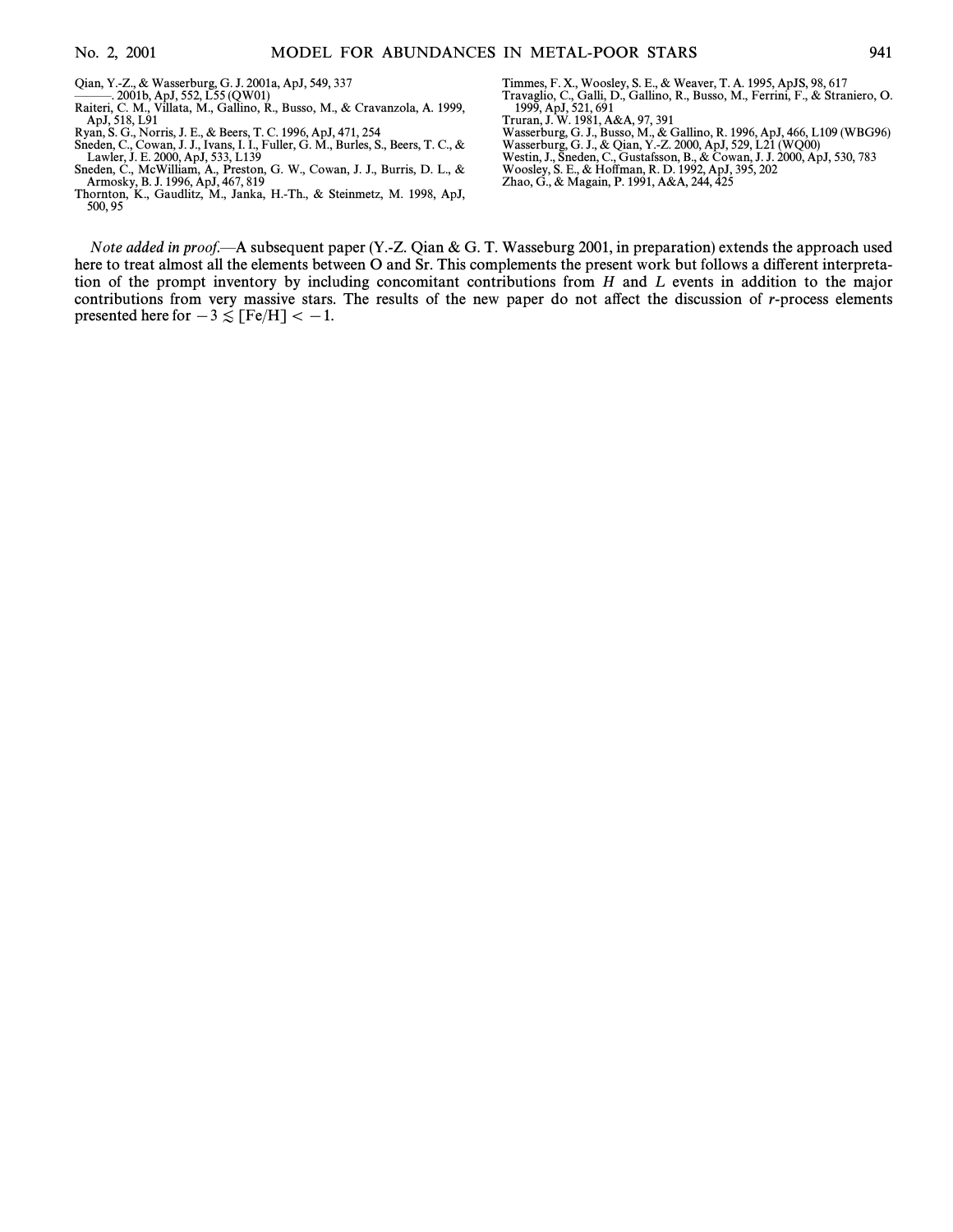Qian, Y.-Z., & Wasserburg, G. J. 2001a, ApJ, 549, 337

———. 2001b, ApJ, 552, L55 (QW01)

Raiteri, C. M., Villata, M., Gallino, R., Busso, M., & Cravanzola, A. 1999, ApJ, 518, L91

Ryan, S. G., Norris, J. E., & Beers, T. C. 1996, ApJ, 471, 254

Sneden, C., Cowan, J. J., Ivans, I. I., Fuller, G. M., Burles, S., Beers, T. C., & Lawler, J. E. 2000, ApJ, 533, L139

Sneden, C., McWilliam, A., Preston, G. W., Cowan, J. J., Burris, D. L., & Armosky, B. J. 1996, ApJ, 467, 819

Thornton, K., Gaudlitz, M., Janka, H.-Th., & Steinmetz, M. 1998, ApJ, 500, 95

Timmes, F. X., Woosley, S. E., & Weaver, T. A. 1995, ApJS, 98, 617

Travaglio, C., Galli, D., Gallino, R., Busso, M., Ferrini, F., & Straniero, O. 1999, ApJ, 521, 691

Truran, J. W. 1981, A&A, 97, 391

Wasserburg, G. J., Busso, M., & Gallino, R. 1996, ApJ, 466, L109 (WBG96)

Wasserburg, G. J., & Qian, Y.-Z. 2000, ApJ, 529, L21 (WQ00)

Westin, J., Sneden, C., Gustafsson, B., & Cowan, J. J. 2000, ApJ, 530, 783

Woosley, S. E., & Hoffman, R. D. 1992, ApJ, 395, 202

Zhao, G., & Magain, P. 1991, A&A, 244, 425

*Note added in proof.*—A subsequent paper (Y.-Z. Qian & G. T. Wasseburg 2001, in preparation) extends the approach used here to treat almost all the elements between O and Sr. This complements the present work but follows a different interpretation of the prompt inventory by including concomitant contributions from $H$ and $L$ events in addition to the major contributions from very massive stars. The results of the new paper do not affect the discussion of $r$-process elements presented here for $-3 \lesssim [\mathrm{Fe/H}] < -1$.